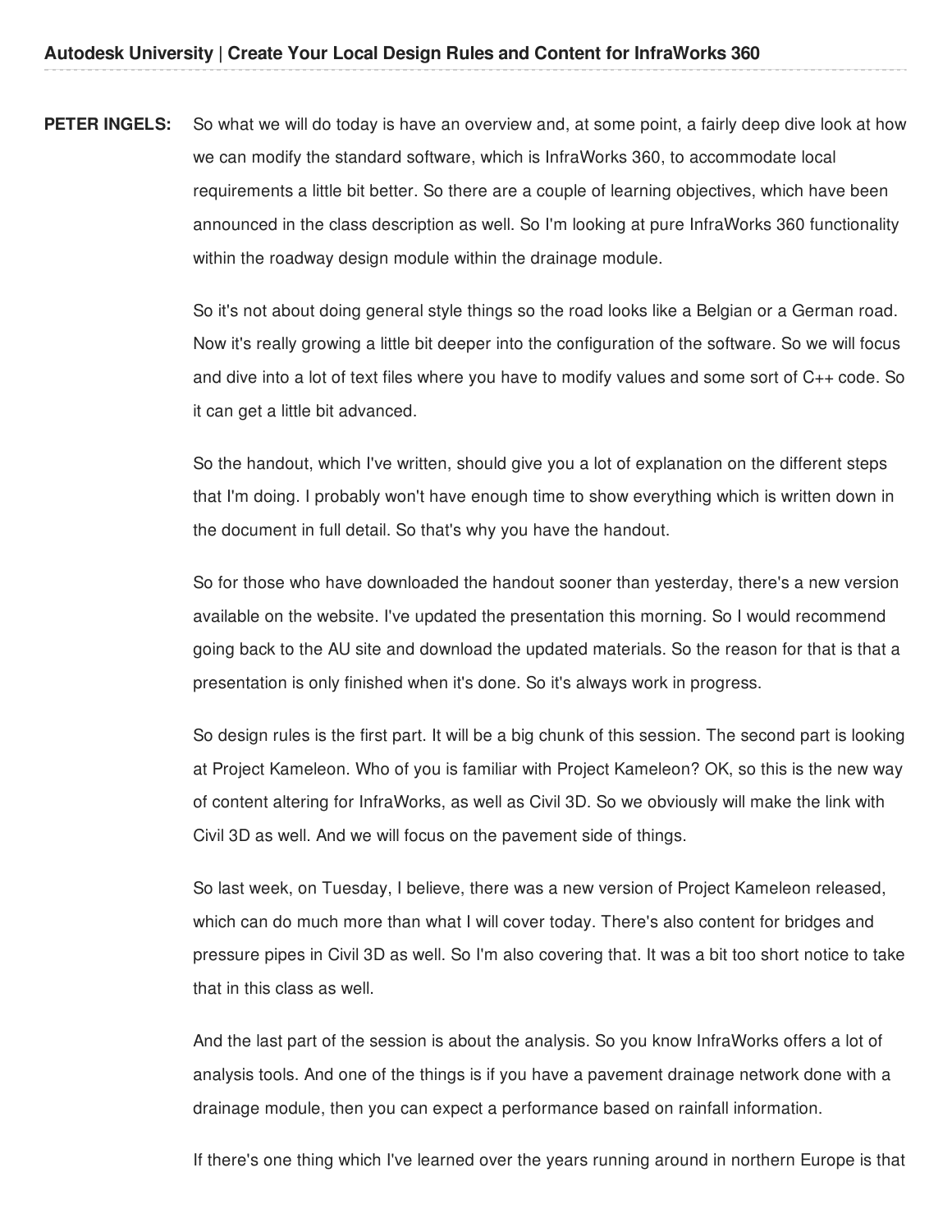**PETER INGELS:** So what we will do today is have an overview and, at some point, a fairly deep dive look at how we can modify the standard software, which is InfraWorks 360, to accommodate local requirements a little bit better. So there are a couple of learning objectives, which have been announced in the class description as well. So I'm looking at pure InfraWorks 360 functionality within the roadway design module within the drainage module.

So it's not about doing general style things so the road looks like a Belgian or a German road. Now it's really growing a little bit deeper into the configuration of the software. So we will focus and dive into a lot of text files where you have to modify values and some sort of C++ code. So it can get a little bit advanced.

So the handout, which I've written, should give you a lot of explanation on the different steps that I'm doing. I probably won't have enough time to show everything which is written down in the document in full detail. So that's why you have the handout.

So for those who have downloaded the handout sooner than yesterday, there's a new version available on the website. I've updated the presentation this morning. So I would recommend going back to the AU site and download the updated materials. So the reason for that is that a presentation is only finished when it's done. So it's always work in progress.

So design rules is the first part. It will be a big chunk of this session. The second part is looking at Project Kameleon. Who of you is familiar with Project Kameleon? OK, so this is the new way of content altering for InfraWorks, as well as Civil 3D. So we obviously will make the link with Civil 3D as well. And we will focus on the pavement side of things.

So last week, on Tuesday, I believe, there was a new version of Project Kameleon released, which can do much more than what I will cover today. There's also content for bridges and pressure pipes in Civil 3D as well. So I'm also covering that. It was a bit too short notice to take that in this class as well.

And the last part of the session is about the analysis. So you know InfraWorks offers a lot of analysis tools. And one of the things is if you have a pavement drainage network done with a drainage module, then you can expect a performance based on rainfall information.

If there's one thing which I've learned over the years running around in northern Europe is that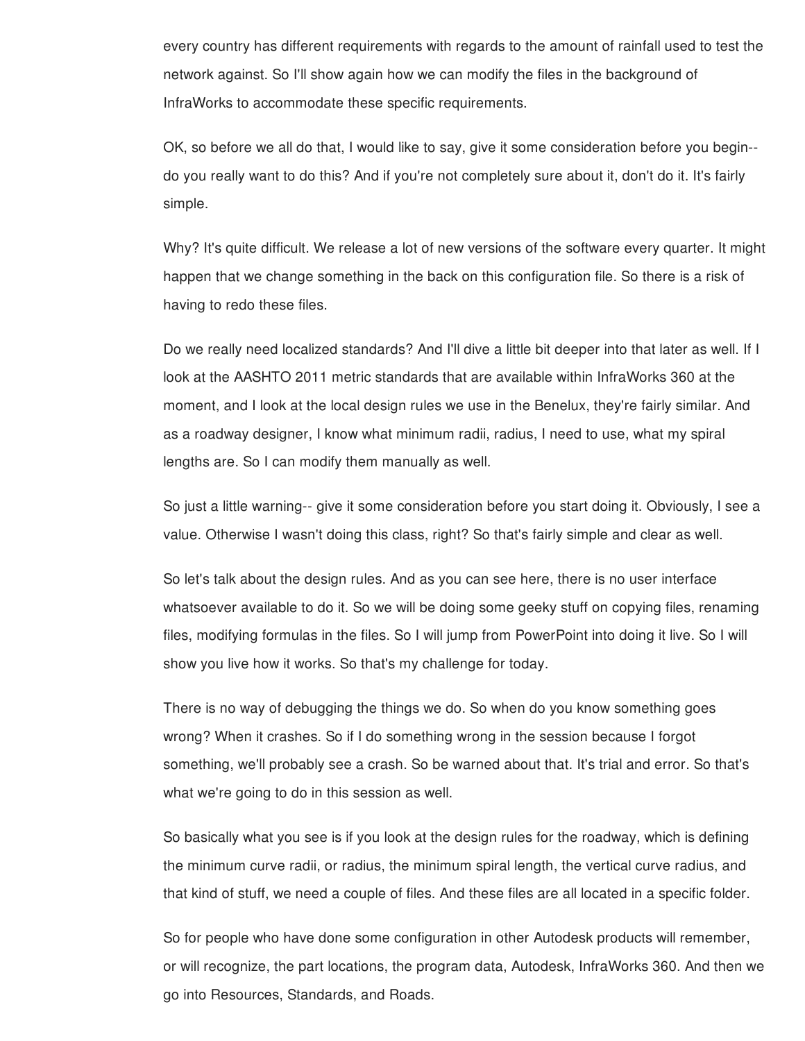every country has different requirements with regards to the amount of rainfall used to test the network against. So I'll show again how we can modify the files in the background of InfraWorks to accommodate these specific requirements.

OK, so before we all do that, I would like to say, give it some consideration before you begin-- do you really want to do this? And if you're not completely sure about it, don't do it. It's fairly simple.

Why? It's quite difficult. We release a lot of new versions of the software every quarter. It might happen that we change something in the back on this configuration file. So there is a risk of having to redo these files.

Do we really need localized standards? And I'll dive a little bit deeper into that later as well. If I look at the AASHTO 2011 metric standards that are available within InfraWorks 360 at the moment, and I look at the local design rules we use in the Benelux, they're fairly similar. And as a roadway designer, I know what minimum radii, radius, I need to use, what my spiral lengths are. So I can modify them manually as well.

So just a little warning-- give it some consideration before you start doing it. Obviously, I see a value. Otherwise I wasn't doing this class, right? So that's fairly simple and clear as well.

So let's talk about the design rules. And as you can see here, there is no user interface whatsoever available to do it. So we will be doing some geeky stuff on copying files, renaming files, modifying formulas in the files. So I will jump from PowerPoint into doing it live. So I will show you live how it works. So that's my challenge for today.

There is no way of debugging the things we do. So when do you know something goes wrong? When it crashes. So if I do something wrong in the session because I forgot something, we'll probably see a crash. So be warned about that. It's trial and error. So that's what we're going to do in this session as well.

So basically what you see is if you look at the design rules for the roadway, which is defining the minimum curve radii, or radius, the minimum spiral length, the vertical curve radius, and that kind of stuff, we need a couple of files. And these files are all located in a specific folder.

So for people who have done some configuration in other Autodesk products will remember, or will recognize, the part locations, the program data, Autodesk, InfraWorks 360. And then we go into Resources, Standards, and Roads.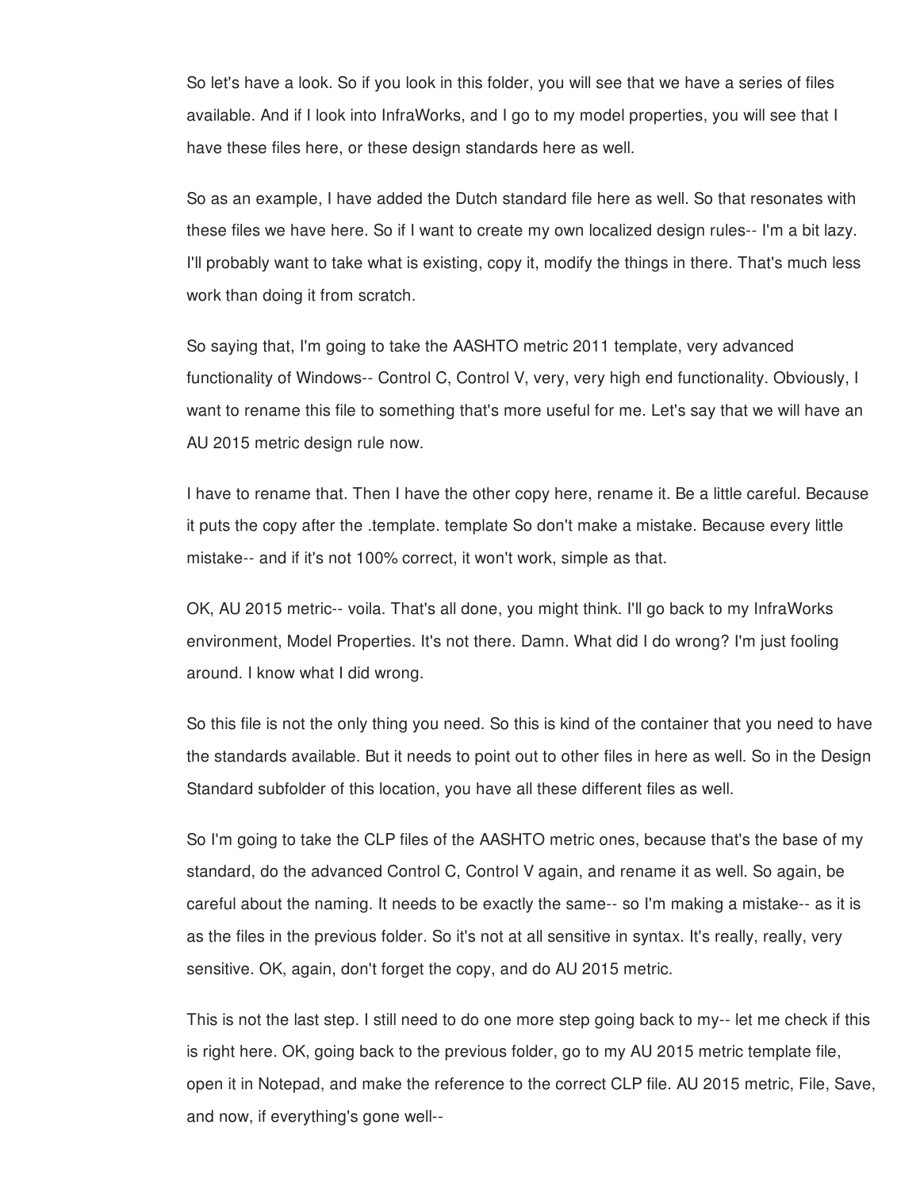So let's have a look. So if you look in this folder, you will see that we have a series of files available. And if I look into InfraWorks, and I go to my model properties, you will see that I have these files here, or these design standards here as well.

So as an example, I have added the Dutch standard file here as well. So that resonates with these files we have here. So if I want to create my own localized design rules-- I'm a bit lazy. I'll probably want to take what is existing, copy it, modify the things in there. That's much less work than doing it from scratch.

So saying that, I'm going to take the AASHTO metric 2011 template, very advanced functionality of Windows-- Control C, Control V, very, very high end functionality. Obviously, I want to rename this file to something that's more useful for me. Let's say that we will have an AU 2015 metric design rule now.

I have to rename that. Then I have the other copy here, rename it. Be a little careful. Because it puts the copy after the .template. template So don't make a mistake. Because every little mistake-- and if it's not 100% correct, it won't work, simple as that.

OK, AU 2015 metric-- voila. That's all done, you might think. I'll go back to my InfraWorks environment, Model Properties. It's not there. Damn. What did I do wrong? I'm just fooling around. I know what I did wrong.

So this file is not the only thing you need. So this is kind of the container that you need to have the standards available. But it needs to point out to other files in here as well. So in the Design Standard subfolder of this location, you have all these different files as well.

So I'm going to take the CLP files of the AASHTO metric ones, because that's the base of my standard, do the advanced Control C, Control V again, and rename it as well. So again, be careful about the naming. It needs to be exactly the same-- so I'm making a mistake-- as it is as the files in the previous folder. So it's not at all sensitive in syntax. It's really, really, very sensitive. OK, again, don't forget the copy, and do AU 2015 metric.

This is not the last step. I still need to do one more step going back to my-- let me check if this is right here. OK, going back to the previous folder, go to my AU 2015 metric template file, open it in Notepad, and make the reference to the correct CLP file. AU 2015 metric, File, Save, and now, if everything's gone well--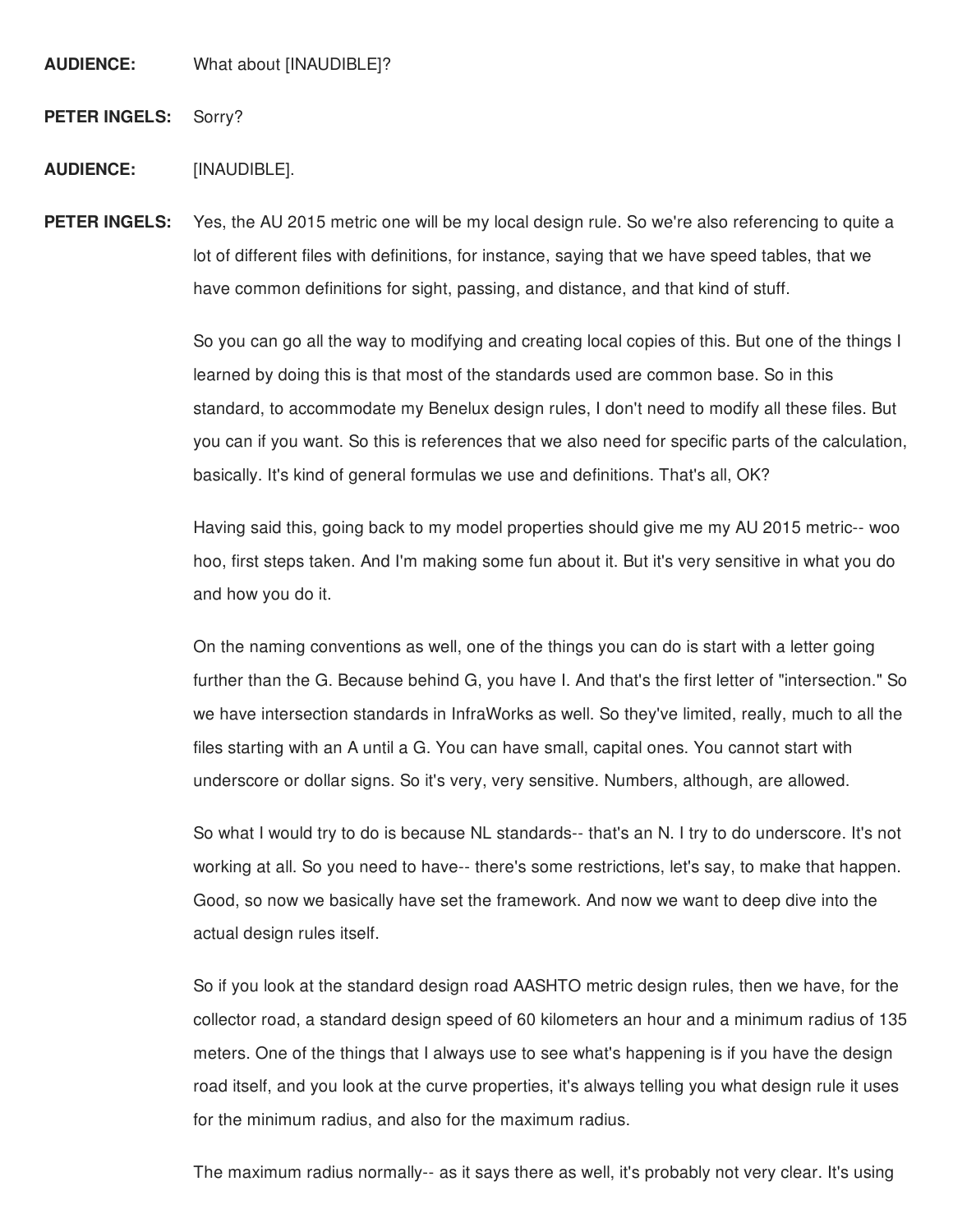**AUDIENCE:** What about [INAUDIBLE]?

**PETER INGELS:** Sorry?

**AUDIENCE:** [INAUDIBLE].

**PETER INGELS:** Yes, the AU 2015 metric one will be my local design rule. So we're also referencing to quite a lot of different files with definitions, for instance, saying that we have speed tables, that we have common definitions for sight, passing, and distance, and that kind of stuff.

So you can go all the way to modifying and creating local copies of this. But one of the things I learned by doing this is that most of the standards used are common base. So in this standard, to accommodate my Benelux design rules, I don't need to modify all these files. But you can if you want. So this is references that we also need for specific parts of the calculation, basically. It's kind of general formulas we use and definitions. That's all, OK?

Having said this, going back to my model properties should give me my AU 2015 metric-- woo hoo, first steps taken. And I'm making some fun about it. But it's very sensitive in what you do and how you do it.

On the naming conventions as well, one of the things you can do is start with a letter going further than the G. Because behind G, you have I. And that's the first letter of "intersection." So we have intersection standards in InfraWorks as well. So they've limited, really, much to all the files starting with an A until a G. You can have small, capital ones. You cannot start with underscore or dollar signs. So it's very, very sensitive. Numbers, although, are allowed.

So what I would try to do is because NL standards-- that's an N. I try to do underscore. It's not working at all. So you need to have-- there's some restrictions, let's say, to make that happen. Good, so now we basically have set the framework. And now we want to deep dive into the actual design rules itself.

So if you look at the standard design road AASHTO metric design rules, then we have, for the collector road, a standard design speed of 60 kilometers an hour and a minimum radius of 135 meters. One of the things that I always use to see what's happening is if you have the design road itself, and you look at the curve properties, it's always telling you what design rule it uses for the minimum radius, and also for the maximum radius.

The maximum radius normally-- as it says there as well, it's probably not very clear. It's using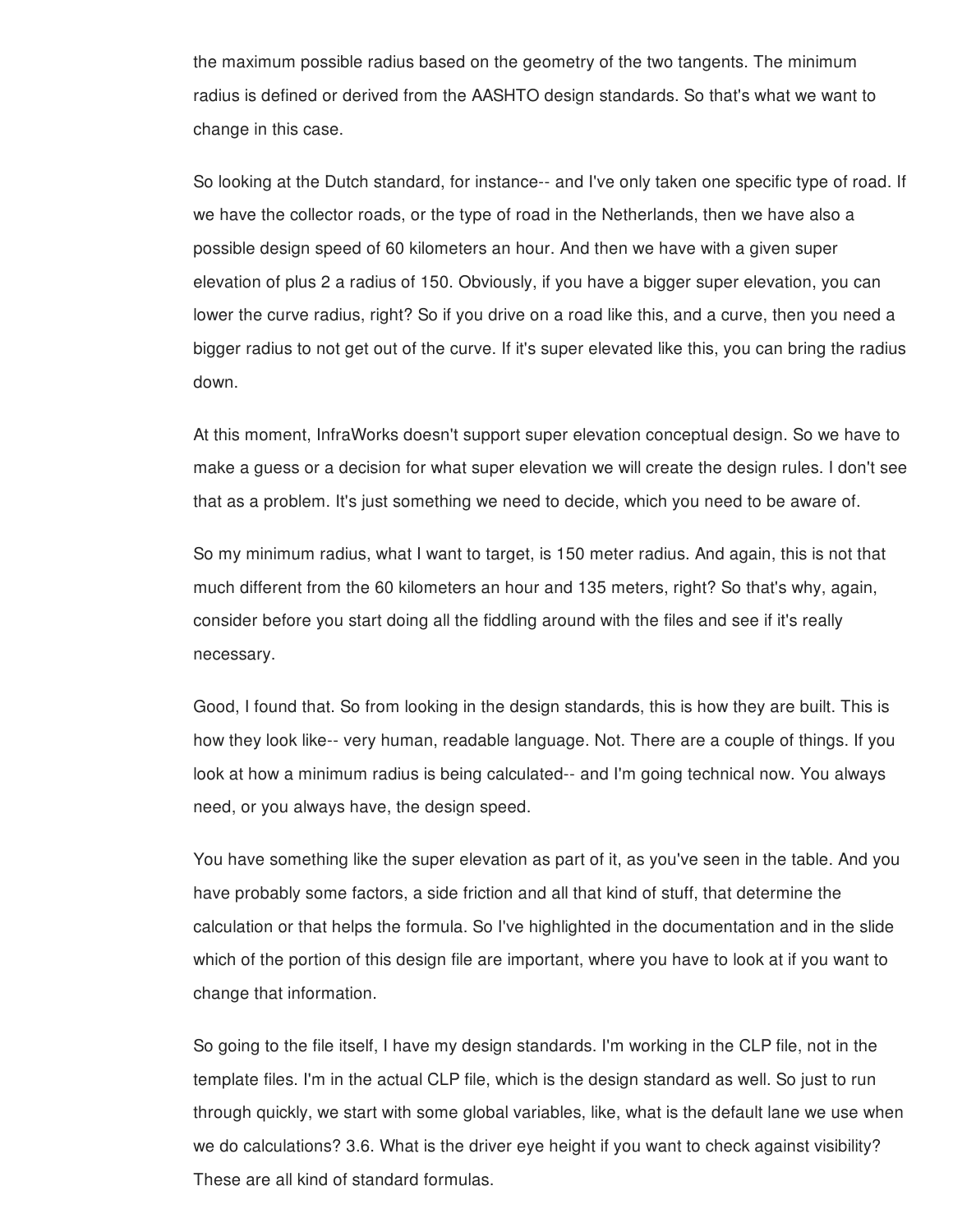the maximum possible radius based on the geometry of the two tangents. The minimum radius is defined or derived from the AASHTO design standards. So that's what we want to change in this case.

So looking at the Dutch standard, for instance-- and I've only taken one specific type of road. If we have the collector roads, or the type of road in the Netherlands, then we have also a possible design speed of 60 kilometers an hour. And then we have with a given super elevation of plus 2 a radius of 150. Obviously, if you have a bigger super elevation, you can lower the curve radius, right? So if you drive on a road like this, and a curve, then you need a bigger radius to not get out of the curve. If it's super elevated like this, you can bring the radius down.

At this moment, InfraWorks doesn't support super elevation conceptual design. So we have to make a guess or a decision for what super elevation we will create the design rules. I don't see that as a problem. It's just something we need to decide, which you need to be aware of.

So my minimum radius, what I want to target, is 150 meter radius. And again, this is not that much different from the 60 kilometers an hour and 135 meters, right? So that's why, again, consider before you start doing all the fiddling around with the files and see if it's really necessary.

Good, I found that. So from looking in the design standards, this is how they are built. This is how they look like-- very human, readable language. Not. There are a couple of things. If you look at how a minimum radius is being calculated-- and I'm going technical now. You always need, or you always have, the design speed.

You have something like the super elevation as part of it, as you've seen in the table. And you have probably some factors, a side friction and all that kind of stuff, that determine the calculation or that helps the formula. So I've highlighted in the documentation and in the slide which of the portion of this design file are important, where you have to look at if you want to change that information.

So going to the file itself, I have my design standards. I'm working in the CLP file, not in the template files. I'm in the actual CLP file, which is the design standard as well. So just to run through quickly, we start with some global variables, like, what is the default lane we use when we do calculations? 3.6. What is the driver eye height if you want to check against visibility? These are all kind of standard formulas.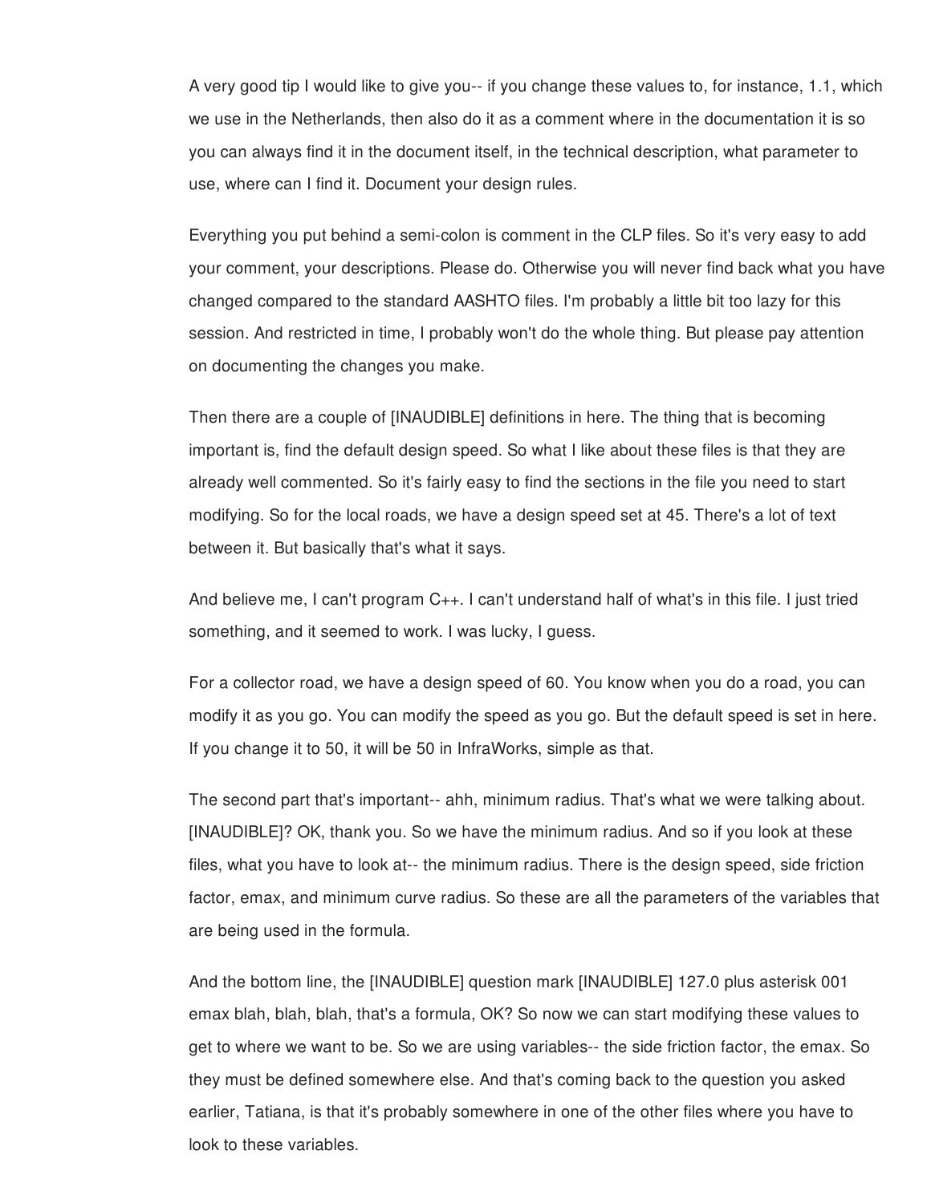A very good tip I would like to give you-- if you change these values to, for instance, 1.1, which we use in the Netherlands, then also do it as a comment where in the documentation it is so you can always find it in the document itself, in the technical description, what parameter to use, where can I find it. Document your design rules.

Everything you put behind a semi-colon is comment in the CLP files. So it's very easy to add your comment, your descriptions. Please do. Otherwise you will never find back what you have changed compared to the standard AASHTO files. I'm probably a little bit too lazy for this session. And restricted in time, I probably won't do the whole thing. But please pay attention on documenting the changes you make.

Then there are a couple of [INAUDIBLE] definitions in here. The thing that is becoming important is, find the default design speed. So what I like about these files is that they are already well commented. So it's fairly easy to find the sections in the file you need to start modifying. So for the local roads, we have a design speed set at 45. There's a lot of text between it. But basically that's what it says.

And believe me, I can't program C++. I can't understand half of what's in this file. I just tried something, and it seemed to work. I was lucky, I guess.

For a collector road, we have a design speed of 60. You know when you do a road, you can modify it as you go. You can modify the speed as you go. But the default speed is set in here. If you change it to 50, it will be 50 in InfraWorks, simple as that.

The second part that's important-- ahh, minimum radius. That's what we were talking about. [INAUDIBLE]? OK, thank you. So we have the minimum radius. And so if you look at these files, what you have to look at-- the minimum radius. There is the design speed, side friction factor, emax, and minimum curve radius. So these are all the parameters of the variables that are being used in the formula.

And the bottom line, the [INAUDIBLE] question mark [INAUDIBLE] 127.0 plus asterisk 001 emax blah, blah, blah, that's a formula, OK? So now we can start modifying these values to get to where we want to be. So we are using variables-- the side friction factor, the emax. So they must be defined somewhere else. And that's coming back to the question you asked earlier, Tatiana, is that it's probably somewhere in one of the other files where you have to look to these variables.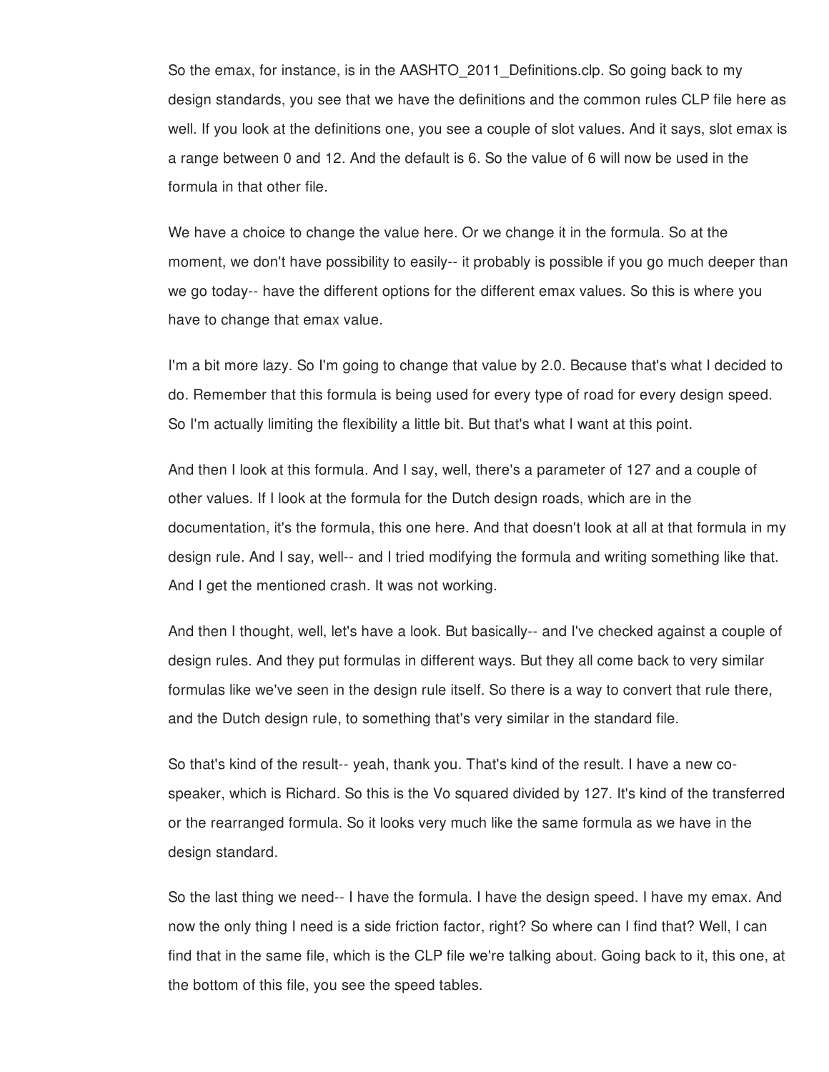So the emax, for instance, is in the AASHTO_2011_Definitions.clp. So going back to my design standards, you see that we have the definitions and the common rules CLP file here as well. If you look at the definitions one, you see a couple of slot values. And it says, slot emax is a range between 0 and 12. And the default is 6. So the value of 6 will now be used in the formula in that other file.

We have a choice to change the value here. Or we change it in the formula. So at the moment, we don't have possibility to easily-- it probably is possible if you go much deeper than we go today-- have the different options for the different emax values. So this is where you have to change that emax value.

I'm a bit more lazy. So I'm going to change that value by 2.0. Because that's what I decided to do. Remember that this formula is being used for every type of road for every design speed. So I'm actually limiting the flexibility a little bit. But that's what I want at this point.

And then I look at this formula. And I say, well, there's a parameter of 127 and a couple of other values. If I look at the formula for the Dutch design roads, which are in the documentation, it's the formula, this one here. And that doesn't look at all at that formula in my design rule. And I say, well-- and I tried modifying the formula and writing something like that. And I get the mentioned crash. It was not working.

And then I thought, well, let's have a look. But basically-- and I've checked against a couple of design rules. And they put formulas in different ways. But they all come back to very similar formulas like we've seen in the design rule itself. So there is a way to convert that rule there, and the Dutch design rule, to something that's very similar in the standard file.

So that's kind of the result-- yeah, thank you. That's kind of the result. I have a new co-speaker, which is Richard. So this is the Vo squared divided by 127. It's kind of the transferred or the rearranged formula. So it looks very much like the same formula as we have in the design standard.

So the last thing we need-- I have the formula. I have the design speed. I have my emax. And now the only thing I need is a side friction factor, right? So where can I find that? Well, I can find that in the same file, which is the CLP file we're talking about. Going back to it, this one, at the bottom of this file, you see the speed tables.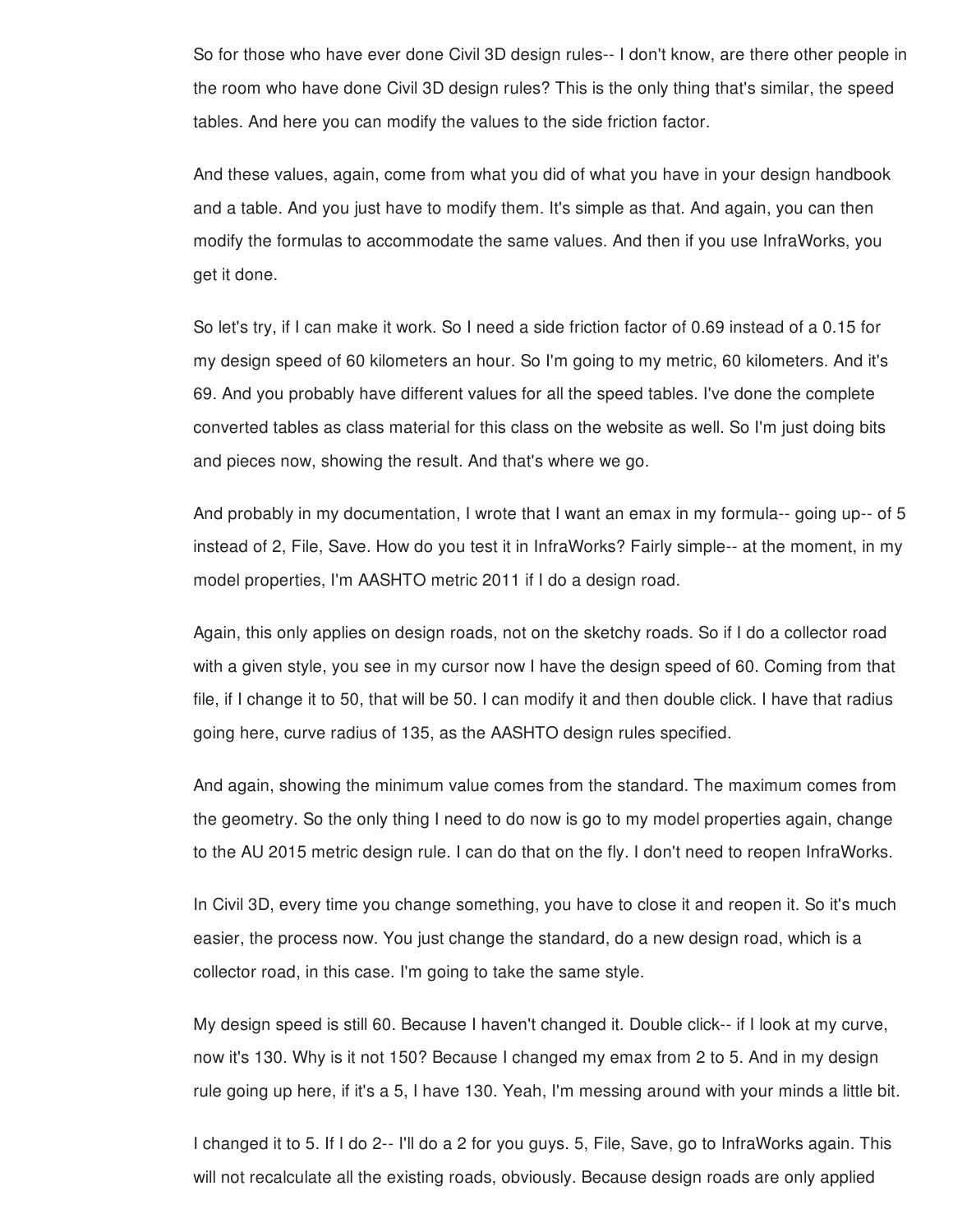So for those who have ever done Civil 3D design rules-- I don't know, are there other people in the room who have done Civil 3D design rules? This is the only thing that's similar, the speed tables. And here you can modify the values to the side friction factor.

And these values, again, come from what you did of what you have in your design handbook and a table. And you just have to modify them. It's simple as that. And again, you can then modify the formulas to accommodate the same values. And then if you use InfraWorks, you get it done.

So let's try, if I can make it work. So I need a side friction factor of 0.69 instead of a 0.15 for my design speed of 60 kilometers an hour. So I'm going to my metric, 60 kilometers. And it's 69. And you probably have different values for all the speed tables. I've done the complete converted tables as class material for this class on the website as well. So I'm just doing bits and pieces now, showing the result. And that's where we go.

And probably in my documentation, I wrote that I want an emax in my formula-- going up-- of 5 instead of 2, File, Save. How do you test it in InfraWorks? Fairly simple-- at the moment, in my model properties, I'm AASHTO metric 2011 if I do a design road.

Again, this only applies on design roads, not on the sketchy roads. So if I do a collector road with a given style, you see in my cursor now I have the design speed of 60. Coming from that file, if I change it to 50, that will be 50. I can modify it and then double click. I have that radius going here, curve radius of 135, as the AASHTO design rules specified.

And again, showing the minimum value comes from the standard. The maximum comes from the geometry. So the only thing I need to do now is go to my model properties again, change to the AU 2015 metric design rule. I can do that on the fly. I don't need to reopen InfraWorks.

In Civil 3D, every time you change something, you have to close it and reopen it. So it's much easier, the process now. You just change the standard, do a new design road, which is a collector road, in this case. I'm going to take the same style.

My design speed is still 60. Because I haven't changed it. Double click-- if I look at my curve, now it's 130. Why is it not 150? Because I changed my emax from 2 to 5. And in my design rule going up here, if it's a 5, I have 130. Yeah, I'm messing around with your minds a little bit.

I changed it to 5. If I do 2-- I'll do a 2 for you guys. 5, File, Save, go to InfraWorks again. This will not recalculate all the existing roads, obviously. Because design roads are only applied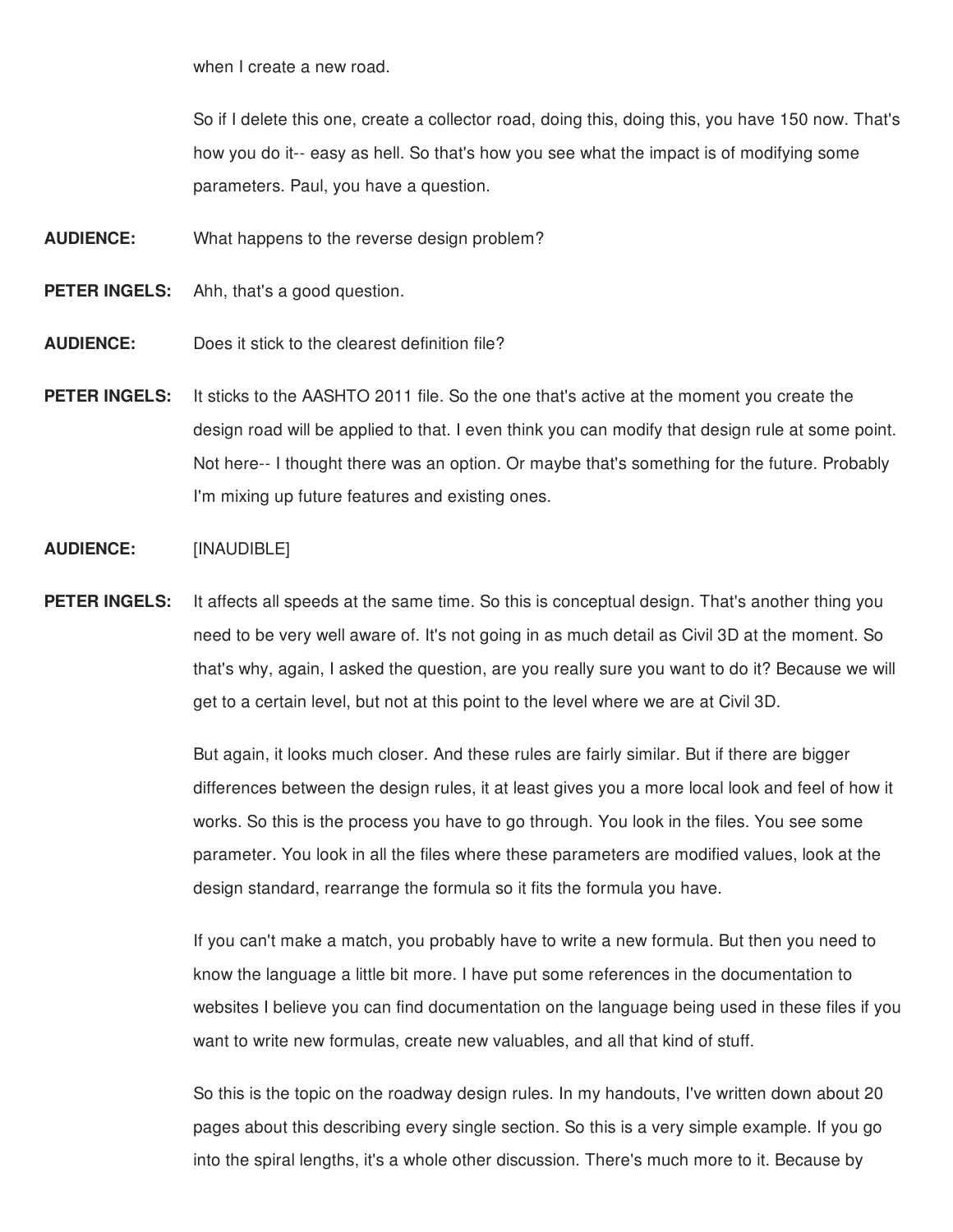when I create a new road.

So if I delete this one, create a collector road, doing this, doing this, you have 150 now. That's how you do it-- easy as hell. So that's how you see what the impact is of modifying some parameters. Paul, you have a question.

**AUDIENCE:** What happens to the reverse design problem?

**PETER INGELS:** Ahh, that's a good question.

**AUDIENCE:** Does it stick to the clearest definition file?

**PETER INGELS:** It sticks to the AASHTO 2011 file. So the one that's active at the moment you create the design road will be applied to that. I even think you can modify that design rule at some point. Not here-- I thought there was an option. Or maybe that's something for the future. Probably I'm mixing up future features and existing ones.

**AUDIENCE:** [INAUDIBLE]

**PETER INGELS:** It affects all speeds at the same time. So this is conceptual design. That's another thing you need to be very well aware of. It's not going in as much detail as Civil 3D at the moment. So that's why, again, I asked the question, are you really sure you want to do it? Because we will get to a certain level, but not at this point to the level where we are at Civil 3D.

But again, it looks much closer. And these rules are fairly similar. But if there are bigger differences between the design rules, it at least gives you a more local look and feel of how it works. So this is the process you have to go through. You look in the files. You see some parameter. You look in all the files where these parameters are modified values, look at the design standard, rearrange the formula so it fits the formula you have.

If you can't make a match, you probably have to write a new formula. But then you need to know the language a little bit more. I have put some references in the documentation to websites I believe you can find documentation on the language being used in these files if you want to write new formulas, create new valuables, and all that kind of stuff.

So this is the topic on the roadway design rules. In my handouts, I've written down about 20 pages about this describing every single section. So this is a very simple example. If you go into the spiral lengths, it's a whole other discussion. There's much more to it. Because by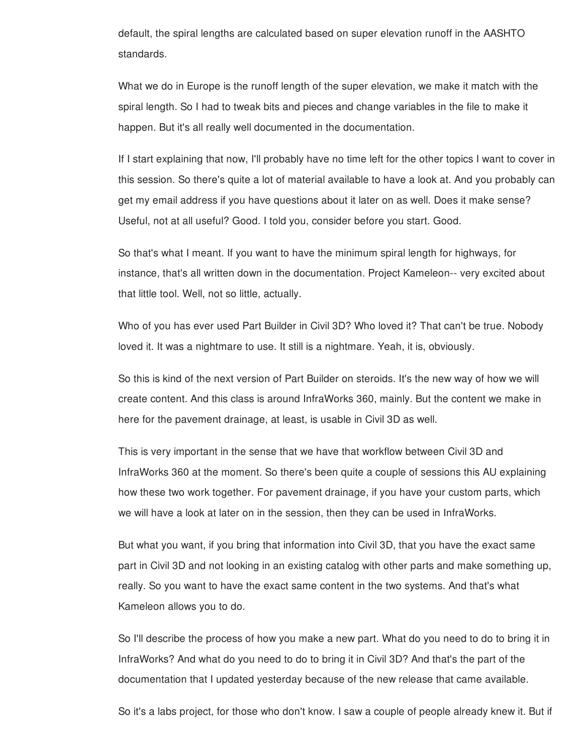default, the spiral lengths are calculated based on super elevation runoff in the AASHTO standards.

What we do in Europe is the runoff length of the super elevation, we make it match with the spiral length. So I had to tweak bits and pieces and change variables in the file to make it happen. But it's all really well documented in the documentation.

If I start explaining that now, I'll probably have no time left for the other topics I want to cover in this session. So there's quite a lot of material available to have a look at. And you probably can get my email address if you have questions about it later on as well. Does it make sense? Useful, not at all useful? Good. I told you, consider before you start. Good.

So that's what I meant. If you want to have the minimum spiral length for highways, for instance, that's all written down in the documentation. Project Kameleon-- very excited about that little tool. Well, not so little, actually.

Who of you has ever used Part Builder in Civil 3D? Who loved it? That can't be true. Nobody loved it. It was a nightmare to use. It still is a nightmare. Yeah, it is, obviously.

So this is kind of the next version of Part Builder on steroids. It's the new way of how we will create content. And this class is around InfraWorks 360, mainly. But the content we make in here for the pavement drainage, at least, is usable in Civil 3D as well.

This is very important in the sense that we have that workflow between Civil 3D and InfraWorks 360 at the moment. So there's been quite a couple of sessions this AU explaining how these two work together. For pavement drainage, if you have your custom parts, which we will have a look at later on in the session, then they can be used in InfraWorks.

But what you want, if you bring that information into Civil 3D, that you have the exact same part in Civil 3D and not looking in an existing catalog with other parts and make something up, really. So you want to have the exact same content in the two systems. And that's what Kameleon allows you to do.

So I'll describe the process of how you make a new part. What do you need to do to bring it in InfraWorks? And what do you need to do to bring it in Civil 3D? And that's the part of the documentation that I updated yesterday because of the new release that came available.

So it's a labs project, for those who don't know. I saw a couple of people already knew it. But if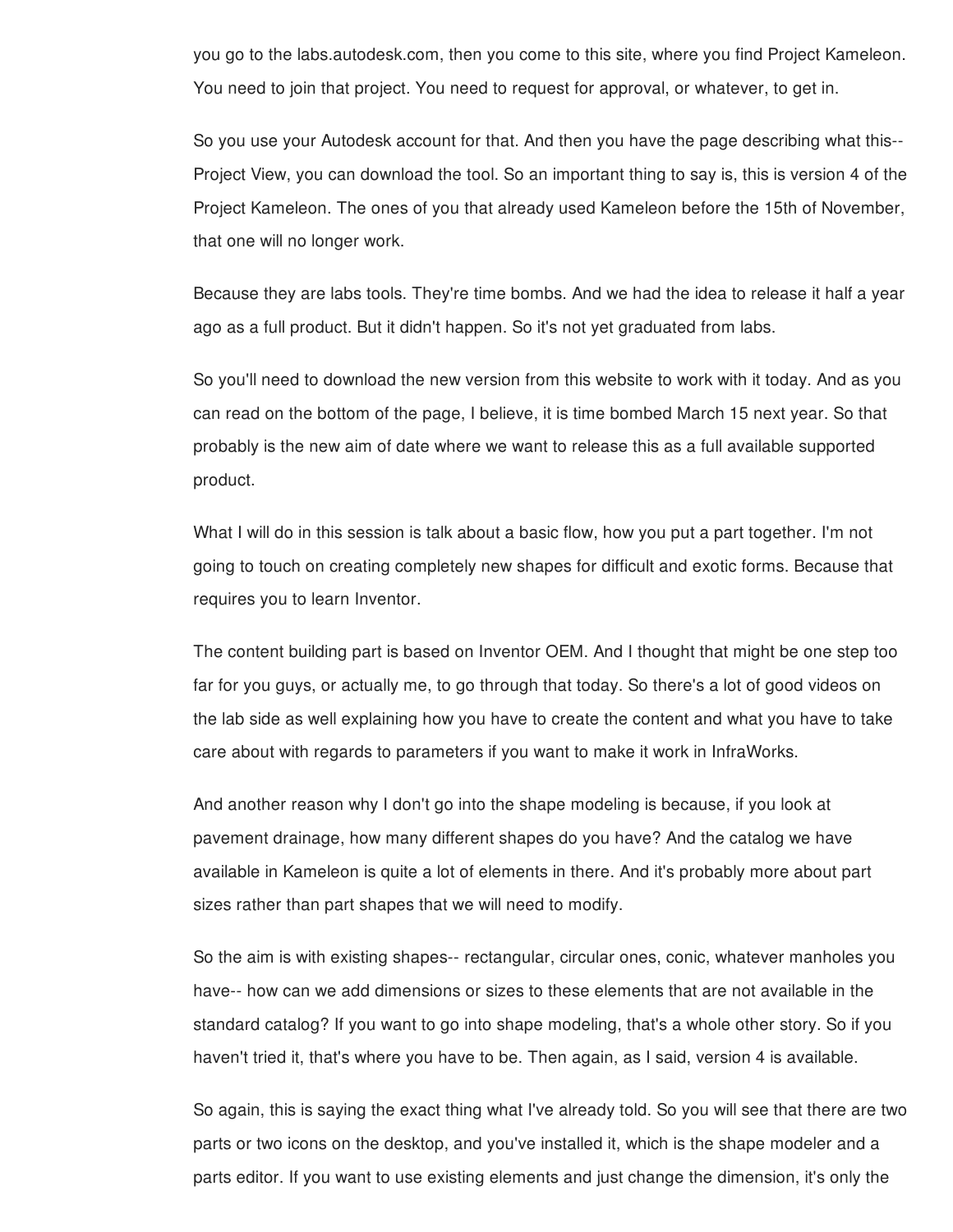you go to the labs.autodesk.com, then you come to this site, where you find Project Kameleon. You need to join that project. You need to request for approval, or whatever, to get in.

So you use your Autodesk account for that. And then you have the page describing what this-- Project View, you can download the tool. So an important thing to say is, this is version 4 of the Project Kameleon. The ones of you that already used Kameleon before the 15th of November, that one will no longer work.

Because they are labs tools. They're time bombs. And we had the idea to release it half a year ago as a full product. But it didn't happen. So it's not yet graduated from labs.

So you'll need to download the new version from this website to work with it today. And as you can read on the bottom of the page, I believe, it is time bombed March 15 next year. So that probably is the new aim of date where we want to release this as a full available supported product.

What I will do in this session is talk about a basic flow, how you put a part together. I'm not going to touch on creating completely new shapes for difficult and exotic forms. Because that requires you to learn Inventor.

The content building part is based on Inventor OEM. And I thought that might be one step too far for you guys, or actually me, to go through that today. So there's a lot of good videos on the lab side as well explaining how you have to create the content and what you have to take care about with regards to parameters if you want to make it work in InfraWorks.

And another reason why I don't go into the shape modeling is because, if you look at pavement drainage, how many different shapes do you have? And the catalog we have available in Kameleon is quite a lot of elements in there. And it's probably more about part sizes rather than part shapes that we will need to modify.

So the aim is with existing shapes-- rectangular, circular ones, conic, whatever manholes you have-- how can we add dimensions or sizes to these elements that are not available in the standard catalog? If you want to go into shape modeling, that's a whole other story. So if you haven't tried it, that's where you have to be. Then again, as I said, version 4 is available.

So again, this is saying the exact thing what I've already told. So you will see that there are two parts or two icons on the desktop, and you've installed it, which is the shape modeler and a parts editor. If you want to use existing elements and just change the dimension, it's only the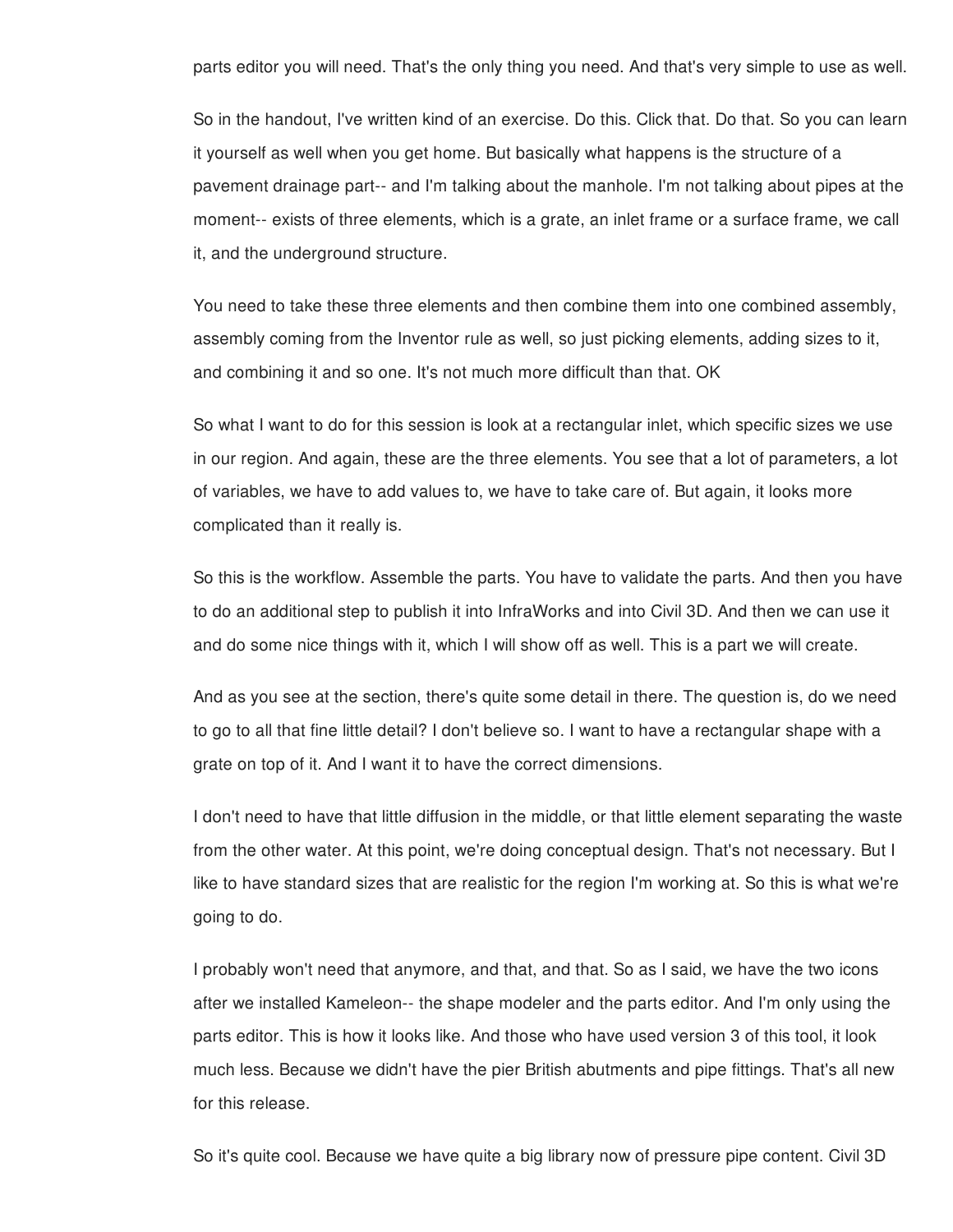parts editor you will need. That's the only thing you need. And that's very simple to use as well.

So in the handout, I've written kind of an exercise. Do this. Click that. Do that. So you can learn it yourself as well when you get home. But basically what happens is the structure of a pavement drainage part-- and I'm talking about the manhole. I'm not talking about pipes at the moment-- exists of three elements, which is a grate, an inlet frame or a surface frame, we call it, and the underground structure.

You need to take these three elements and then combine them into one combined assembly, assembly coming from the Inventor rule as well, so just picking elements, adding sizes to it, and combining it and so one. It's not much more difficult than that. OK

So what I want to do for this session is look at a rectangular inlet, which specific sizes we use in our region. And again, these are the three elements. You see that a lot of parameters, a lot of variables, we have to add values to, we have to take care of. But again, it looks more complicated than it really is.

So this is the workflow. Assemble the parts. You have to validate the parts. And then you have to do an additional step to publish it into InfraWorks and into Civil 3D. And then we can use it and do some nice things with it, which I will show off as well. This is a part we will create.

And as you see at the section, there's quite some detail in there. The question is, do we need to go to all that fine little detail? I don't believe so. I want to have a rectangular shape with a grate on top of it. And I want it to have the correct dimensions.

I don't need to have that little diffusion in the middle, or that little element separating the waste from the other water. At this point, we're doing conceptual design. That's not necessary. But I like to have standard sizes that are realistic for the region I'm working at. So this is what we're going to do.

I probably won't need that anymore, and that, and that. So as I said, we have the two icons after we installed Kameleon-- the shape modeler and the parts editor. And I'm only using the parts editor. This is how it looks like. And those who have used version 3 of this tool, it look much less. Because we didn't have the pier British abutments and pipe fittings. That's all new for this release.

So it's quite cool. Because we have quite a big library now of pressure pipe content. Civil 3D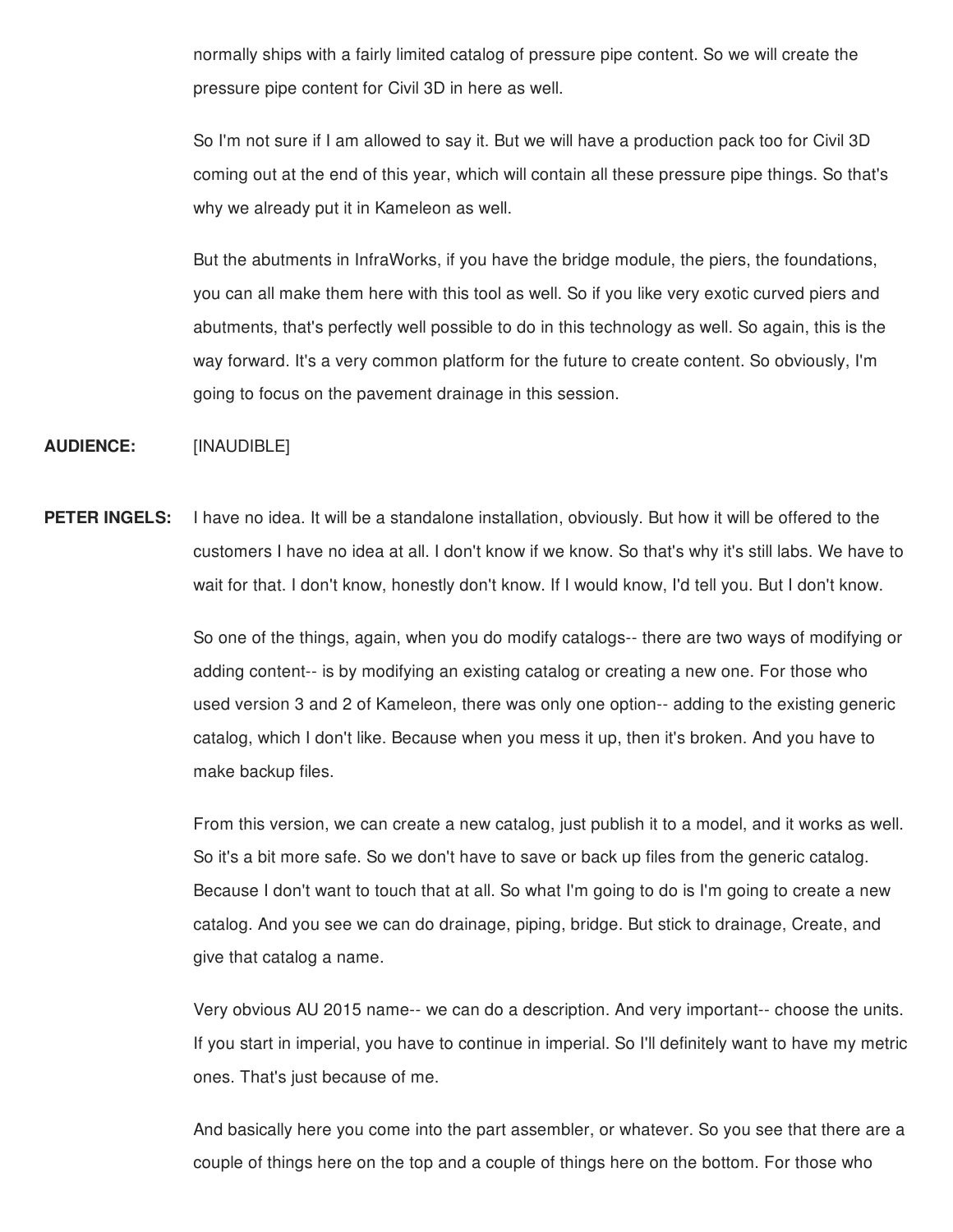normally ships with a fairly limited catalog of pressure pipe content. So we will create the pressure pipe content for Civil 3D in here as well.

So I'm not sure if I am allowed to say it. But we will have a production pack too for Civil 3D coming out at the end of this year, which will contain all these pressure pipe things. So that's why we already put it in Kameleon as well.

But the abutments in InfraWorks, if you have the bridge module, the piers, the foundations, you can all make them here with this tool as well. So if you like very exotic curved piers and abutments, that's perfectly well possible to do in this technology as well. So again, this is the way forward. It's a very common platform for the future to create content. So obviously, I'm going to focus on the pavement drainage in this session.

**AUDIENCE:** [INAUDIBLE]

**PETER INGELS:** I have no idea. It will be a standalone installation, obviously. But how it will be offered to the customers I have no idea at all. I don't know if we know. So that's why it's still labs. We have to wait for that. I don't know, honestly don't know. If I would know, I'd tell you. But I don't know.

So one of the things, again, when you do modify catalogs-- there are two ways of modifying or adding content-- is by modifying an existing catalog or creating a new one. For those who used version 3 and 2 of Kameleon, there was only one option-- adding to the existing generic catalog, which I don't like. Because when you mess it up, then it's broken. And you have to make backup files.

From this version, we can create a new catalog, just publish it to a model, and it works as well. So it's a bit more safe. So we don't have to save or back up files from the generic catalog. Because I don't want to touch that at all. So what I'm going to do is I'm going to create a new catalog. And you see we can do drainage, piping, bridge. But stick to drainage, Create, and give that catalog a name.

Very obvious AU 2015 name-- we can do a description. And very important-- choose the units. If you start in imperial, you have to continue in imperial. So I'll definitely want to have my metric ones. That's just because of me.

And basically here you come into the part assembler, or whatever. So you see that there are a couple of things here on the top and a couple of things here on the bottom. For those who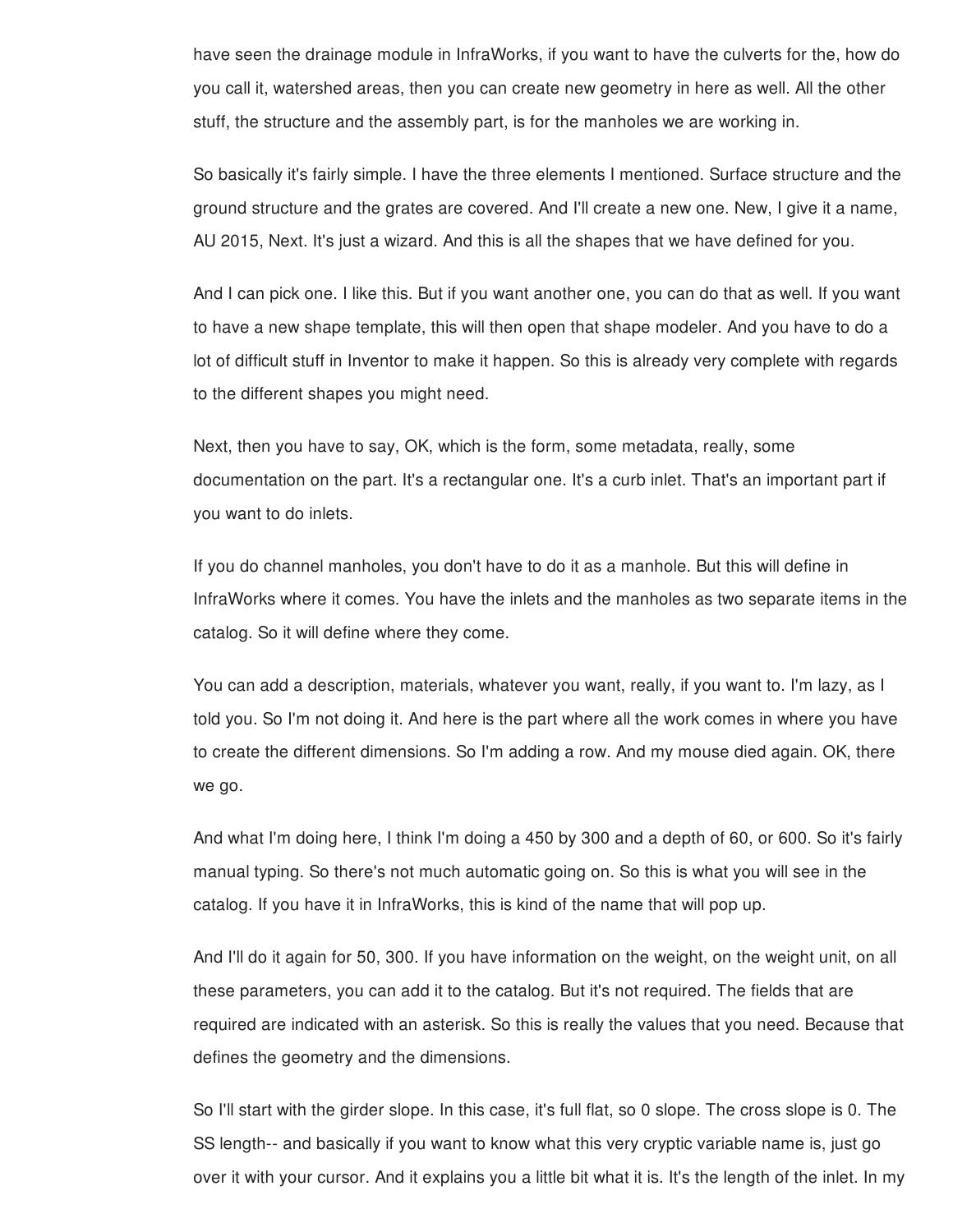have seen the drainage module in InfraWorks, if you want to have the culverts for the, how do you call it, watershed areas, then you can create new geometry in here as well. All the other stuff, the structure and the assembly part, is for the manholes we are working in.

So basically it's fairly simple. I have the three elements I mentioned. Surface structure and the ground structure and the grates are covered. And I'll create a new one. New, I give it a name, AU 2015, Next. It's just a wizard. And this is all the shapes that we have defined for you.

And I can pick one. I like this. But if you want another one, you can do that as well. If you want to have a new shape template, this will then open that shape modeler. And you have to do a lot of difficult stuff in Inventor to make it happen. So this is already very complete with regards to the different shapes you might need.

Next, then you have to say, OK, which is the form, some metadata, really, some documentation on the part. It's a rectangular one. It's a curb inlet. That's an important part if you want to do inlets.

If you do channel manholes, you don't have to do it as a manhole. But this will define in InfraWorks where it comes. You have the inlets and the manholes as two separate items in the catalog. So it will define where they come.

You can add a description, materials, whatever you want, really, if you want to. I'm lazy, as I told you. So I'm not doing it. And here is the part where all the work comes in where you have to create the different dimensions. So I'm adding a row. And my mouse died again. OK, there we go.

And what I'm doing here, I think I'm doing a 450 by 300 and a depth of 60, or 600. So it's fairly manual typing. So there's not much automatic going on. So this is what you will see in the catalog. If you have it in InfraWorks, this is kind of the name that will pop up.

And I'll do it again for 50, 300. If you have information on the weight, on the weight unit, on all these parameters, you can add it to the catalog. But it's not required. The fields that are required are indicated with an asterisk. So this is really the values that you need. Because that defines the geometry and the dimensions.

So I'll start with the girder slope. In this case, it's full flat, so 0 slope. The cross slope is 0. The SS length-- and basically if you want to know what this very cryptic variable name is, just go over it with your cursor. And it explains you a little bit what it is. It's the length of the inlet. In my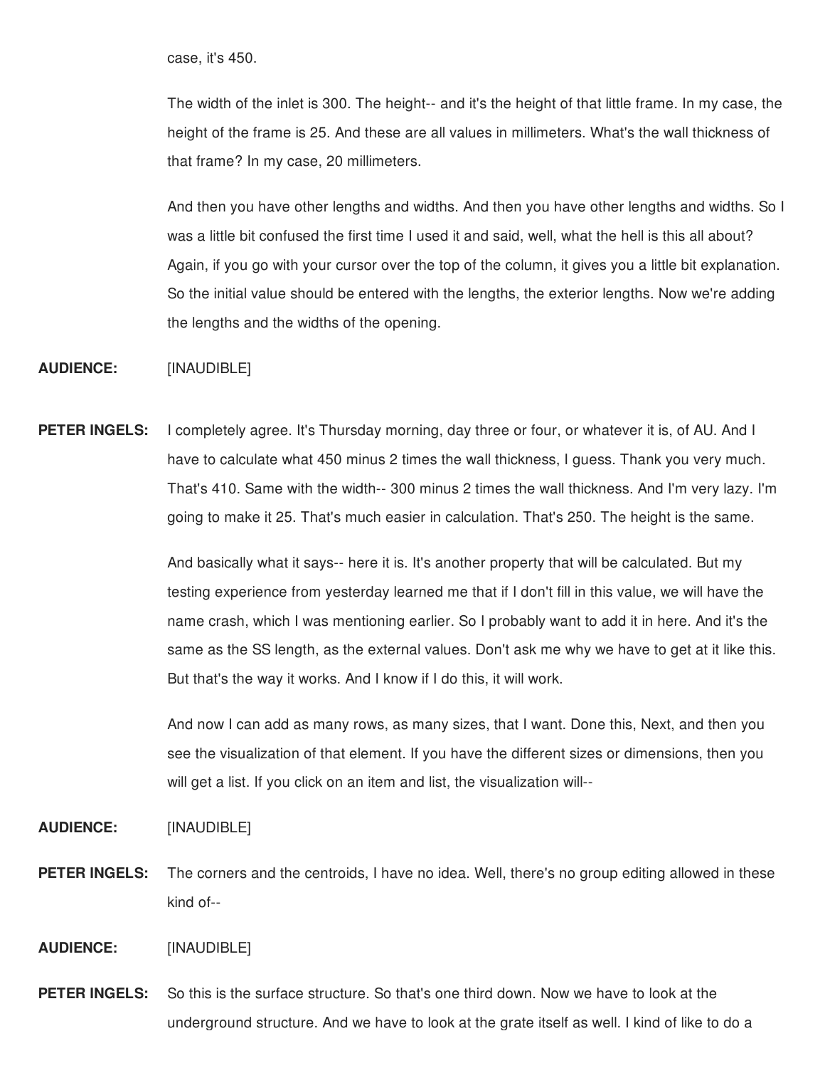case, it's 450.

The width of the inlet is 300. The height-- and it's the height of that little frame. In my case, the height of the frame is 25. And these are all values in millimeters. What's the wall thickness of that frame? In my case, 20 millimeters.

And then you have other lengths and widths. And then you have other lengths and widths. So I was a little bit confused the first time I used it and said, well, what the hell is this all about? Again, if you go with your cursor over the top of the column, it gives you a little bit explanation. So the initial value should be entered with the lengths, the exterior lengths. Now we're adding the lengths and the widths of the opening.

**AUDIENCE:** [INAUDIBLE]

**PETER INGELS:** I completely agree. It's Thursday morning, day three or four, or whatever it is, of AU. And I have to calculate what 450 minus 2 times the wall thickness, I guess. Thank you very much. That's 410. Same with the width-- 300 minus 2 times the wall thickness. And I'm very lazy. I'm going to make it 25. That's much easier in calculation. That's 250. The height is the same.

And basically what it says-- here it is. It's another property that will be calculated. But my testing experience from yesterday learned me that if I don't fill in this value, we will have the name crash, which I was mentioning earlier. So I probably want to add it in here. And it's the same as the SS length, as the external values. Don't ask me why we have to get at it like this. But that's the way it works. And I know if I do this, it will work.

And now I can add as many rows, as many sizes, that I want. Done this, Next, and then you see the visualization of that element. If you have the different sizes or dimensions, then you will get a list. If you click on an item and list, the visualization will--

**AUDIENCE:** [INAUDIBLE]

**PETER INGELS:** The corners and the centroids, I have no idea. Well, there's no group editing allowed in these kind of--

**AUDIENCE:** [INAUDIBLE]

**PETER INGELS:** So this is the surface structure. So that's one third down. Now we have to look at the underground structure. And we have to look at the grate itself as well. I kind of like to do a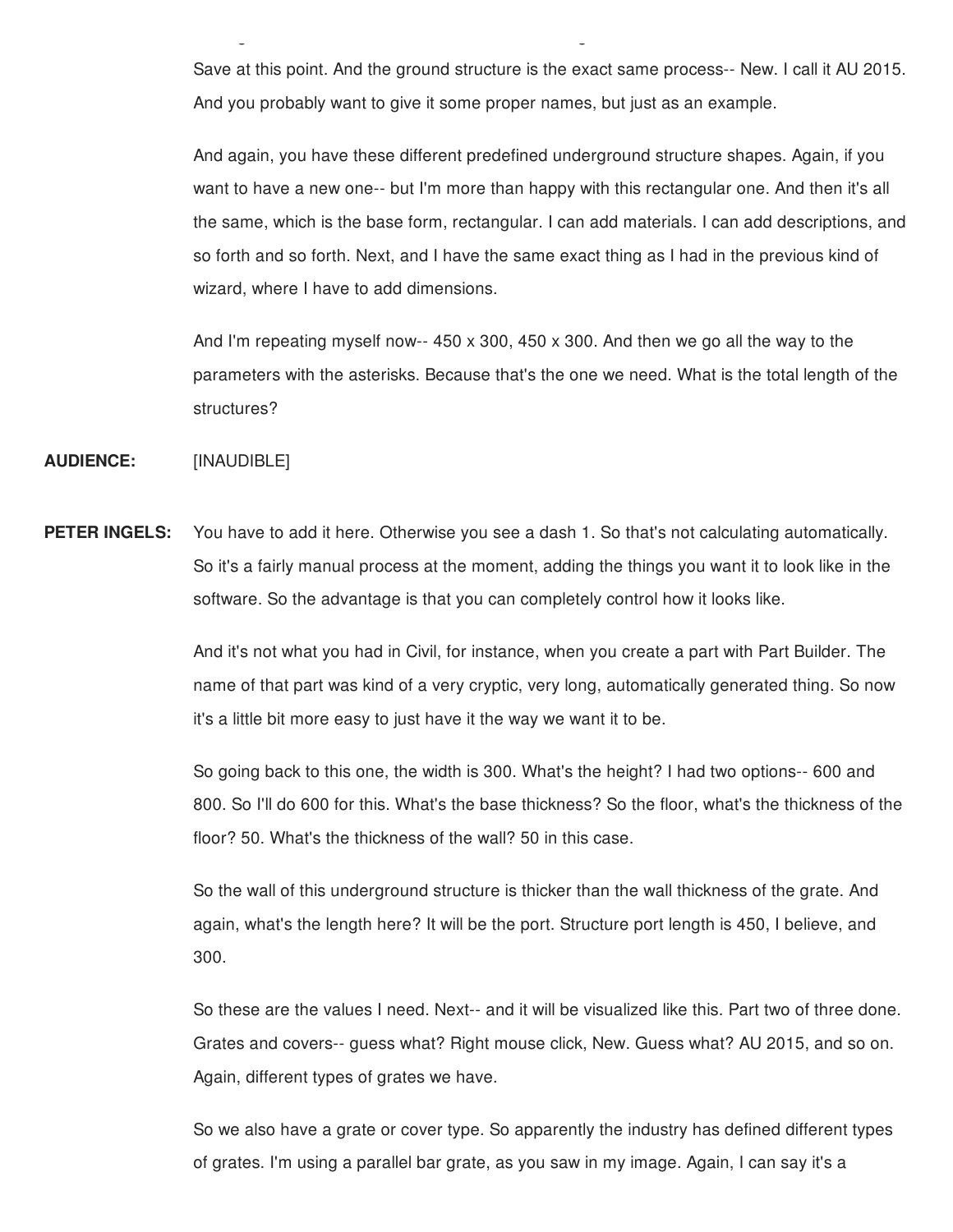Save at this point. And the ground structure is the exact same process-- New. I call it AU 2015. And you probably want to give it some proper names, but just as an example.

And again, you have these different predefined underground structure shapes. Again, if you want to have a new one-- but I'm more than happy with this rectangular one. And then it's all the same, which is the base form, rectangular. I can add materials. I can add descriptions, and so forth and so forth. Next, and I have the same exact thing as I had in the previous kind of wizard, where I have to add dimensions.

And I'm repeating myself now-- 450 x 300, 450 x 300. And then we go all the way to the parameters with the asterisks. Because that's the one we need. What is the total length of the structures?

**AUDIENCE:** [INAUDIBLE]

**PETER INGELS:** You have to add it here. Otherwise you see a dash 1. So that's not calculating automatically. So it's a fairly manual process at the moment, adding the things you want it to look like in the software. So the advantage is that you can completely control how it looks like.

And it's not what you had in Civil, for instance, when you create a part with Part Builder. The name of that part was kind of a very cryptic, very long, automatically generated thing. So now it's a little bit more easy to just have it the way we want it to be.

So going back to this one, the width is 300. What's the height? I had two options-- 600 and 800. So I'll do 600 for this. What's the base thickness? So the floor, what's the thickness of the floor? 50. What's the thickness of the wall? 50 in this case.

So the wall of this underground structure is thicker than the wall thickness of the grate. And again, what's the length here? It will be the port. Structure port length is 450, I believe, and 300.

So these are the values I need. Next-- and it will be visualized like this. Part two of three done. Grates and covers-- guess what? Right mouse click, New. Guess what? AU 2015, and so on. Again, different types of grates we have.

So we also have a grate or cover type. So apparently the industry has defined different types of grates. I'm using a parallel bar grate, as you saw in my image. Again, I can say it's a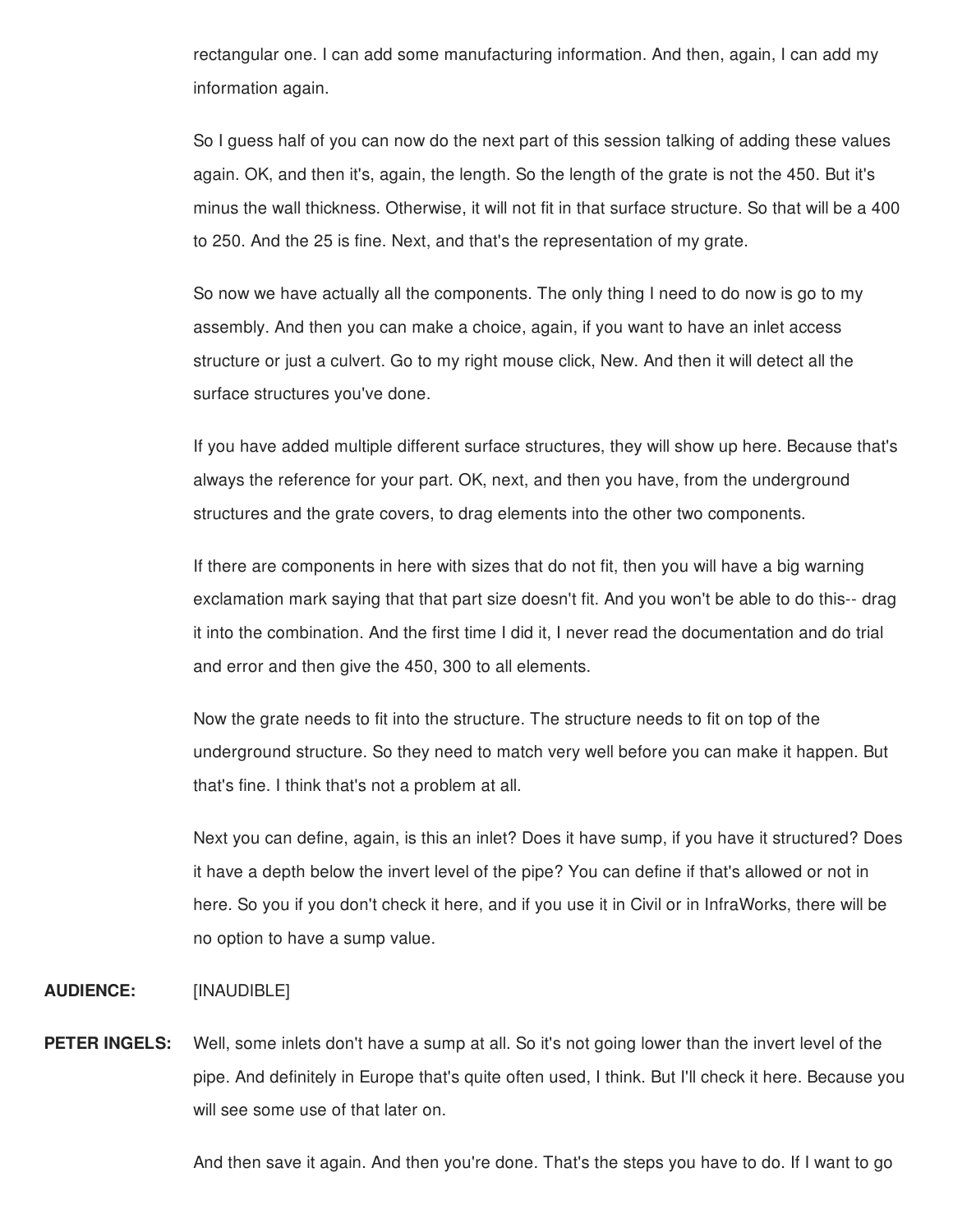rectangular one. I can add some manufacturing information. And then, again, I can add my information again.

So I guess half of you can now do the next part of this session talking of adding these values again. OK, and then it's, again, the length. So the length of the grate is not the 450. But it's minus the wall thickness. Otherwise, it will not fit in that surface structure. So that will be a 400 to 250. And the 25 is fine. Next, and that's the representation of my grate.

So now we have actually all the components. The only thing I need to do now is go to my assembly. And then you can make a choice, again, if you want to have an inlet access structure or just a culvert. Go to my right mouse click, New. And then it will detect all the surface structures you've done.

If you have added multiple different surface structures, they will show up here. Because that's always the reference for your part. OK, next, and then you have, from the underground structures and the grate covers, to drag elements into the other two components.

If there are components in here with sizes that do not fit, then you will have a big warning exclamation mark saying that that part size doesn't fit. And you won't be able to do this-- drag it into the combination. And the first time I did it, I never read the documentation and do trial and error and then give the 450, 300 to all elements.

Now the grate needs to fit into the structure. The structure needs to fit on top of the underground structure. So they need to match very well before you can make it happen. But that's fine. I think that's not a problem at all.

Next you can define, again, is this an inlet? Does it have sump, if you have it structured? Does it have a depth below the invert level of the pipe? You can define if that's allowed or not in here. So you if you don't check it here, and if you use it in Civil or in InfraWorks, there will be no option to have a sump value.

**AUDIENCE:** [INAUDIBLE]

**PETER INGELS:** Well, some inlets don't have a sump at all. So it's not going lower than the invert level of the pipe. And definitely in Europe that's quite often used, I think. But I'll check it here. Because you will see some use of that later on.

And then save it again. And then you're done. That's the steps you have to do. If I want to go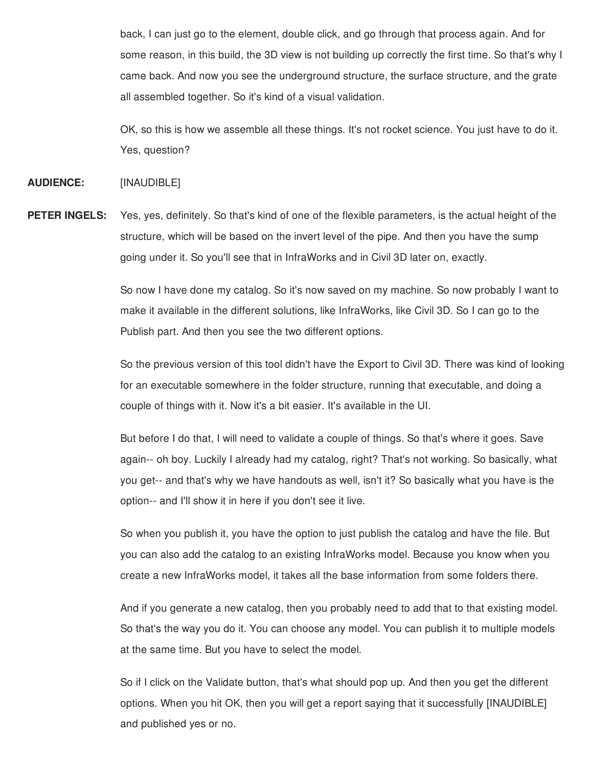back, I can just go to the element, double click, and go through that process again. And for some reason, in this build, the 3D view is not building up correctly the first time. So that's why I came back. And now you see the underground structure, the surface structure, and the grate all assembled together. So it's kind of a visual validation.

OK, so this is how we assemble all these things. It's not rocket science. You just have to do it. Yes, question?

**AUDIENCE:** [INAUDIBLE]

**PETER INGELS:** Yes, yes, definitely. So that's kind of one of the flexible parameters, is the actual height of the structure, which will be based on the invert level of the pipe. And then you have the sump going under it. So you'll see that in InfraWorks and in Civil 3D later on, exactly.

So now I have done my catalog. So it's now saved on my machine. So now probably I want to make it available in the different solutions, like InfraWorks, like Civil 3D. So I can go to the Publish part. And then you see the two different options.

So the previous version of this tool didn't have the Export to Civil 3D. There was kind of looking for an executable somewhere in the folder structure, running that executable, and doing a couple of things with it. Now it's a bit easier. It's available in the UI.

But before I do that, I will need to validate a couple of things. So that's where it goes. Save again-- oh boy. Luckily I already had my catalog, right? That's not working. So basically, what you get-- and that's why we have handouts as well, isn't it? So basically what you have is the option-- and I'll show it in here if you don't see it live.

So when you publish it, you have the option to just publish the catalog and have the file. But you can also add the catalog to an existing InfraWorks model. Because you know when you create a new InfraWorks model, it takes all the base information from some folders there.

And if you generate a new catalog, then you probably need to add that to that existing model. So that's the way you do it. You can choose any model. You can publish it to multiple models at the same time. But you have to select the model.

So if I click on the Validate button, that's what should pop up. And then you get the different options. When you hit OK, then you will get a report saying that it successfully [INAUDIBLE] and published yes or no.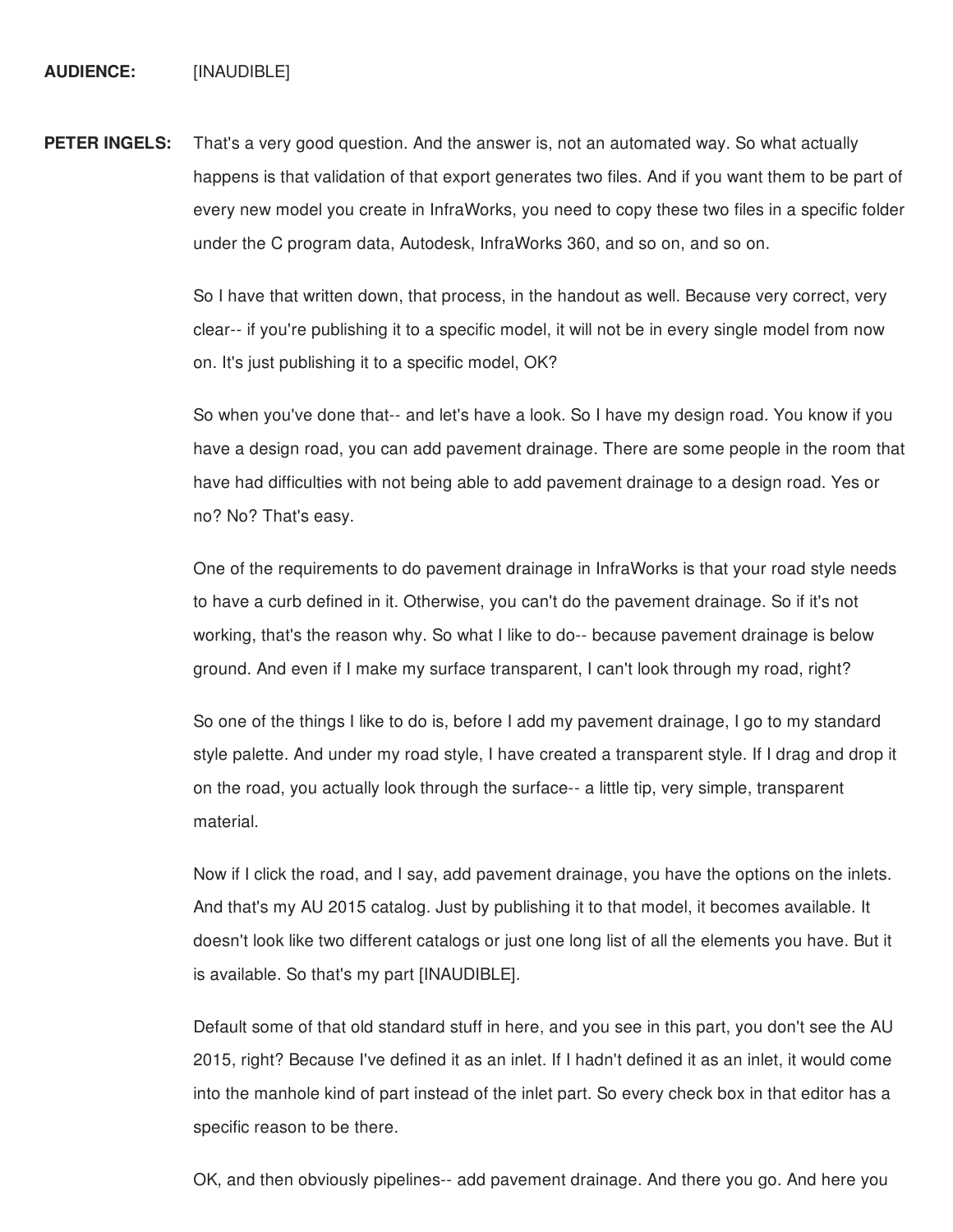**AUDIENCE:** [INAUDIBLE]

**PETER INGELS:** That's a very good question. And the answer is, not an automated way. So what actually happens is that validation of that export generates two files. And if you want them to be part of every new model you create in InfraWorks, you need to copy these two files in a specific folder under the C program data, Autodesk, InfraWorks 360, and so on, and so on.

So I have that written down, that process, in the handout as well. Because very correct, very clear-- if you're publishing it to a specific model, it will not be in every single model from now on. It's just publishing it to a specific model, OK?

So when you've done that-- and let's have a look. So I have my design road. You know if you have a design road, you can add pavement drainage. There are some people in the room that have had difficulties with not being able to add pavement drainage to a design road. Yes or no? No? That's easy.

One of the requirements to do pavement drainage in InfraWorks is that your road style needs to have a curb defined in it. Otherwise, you can't do the pavement drainage. So if it's not working, that's the reason why. So what I like to do-- because pavement drainage is below ground. And even if I make my surface transparent, I can't look through my road, right?

So one of the things I like to do is, before I add my pavement drainage, I go to my standard style palette. And under my road style, I have created a transparent style. If I drag and drop it on the road, you actually look through the surface-- a little tip, very simple, transparent material.

Now if I click the road, and I say, add pavement drainage, you have the options on the inlets. And that's my AU 2015 catalog. Just by publishing it to that model, it becomes available. It doesn't look like two different catalogs or just one long list of all the elements you have. But it is available. So that's my part [INAUDIBLE].

Default some of that old standard stuff in here, and you see in this part, you don't see the AU 2015, right? Because I've defined it as an inlet. If I hadn't defined it as an inlet, it would come into the manhole kind of part instead of the inlet part. So every check box in that editor has a specific reason to be there.

OK, and then obviously pipelines-- add pavement drainage. And there you go. And here you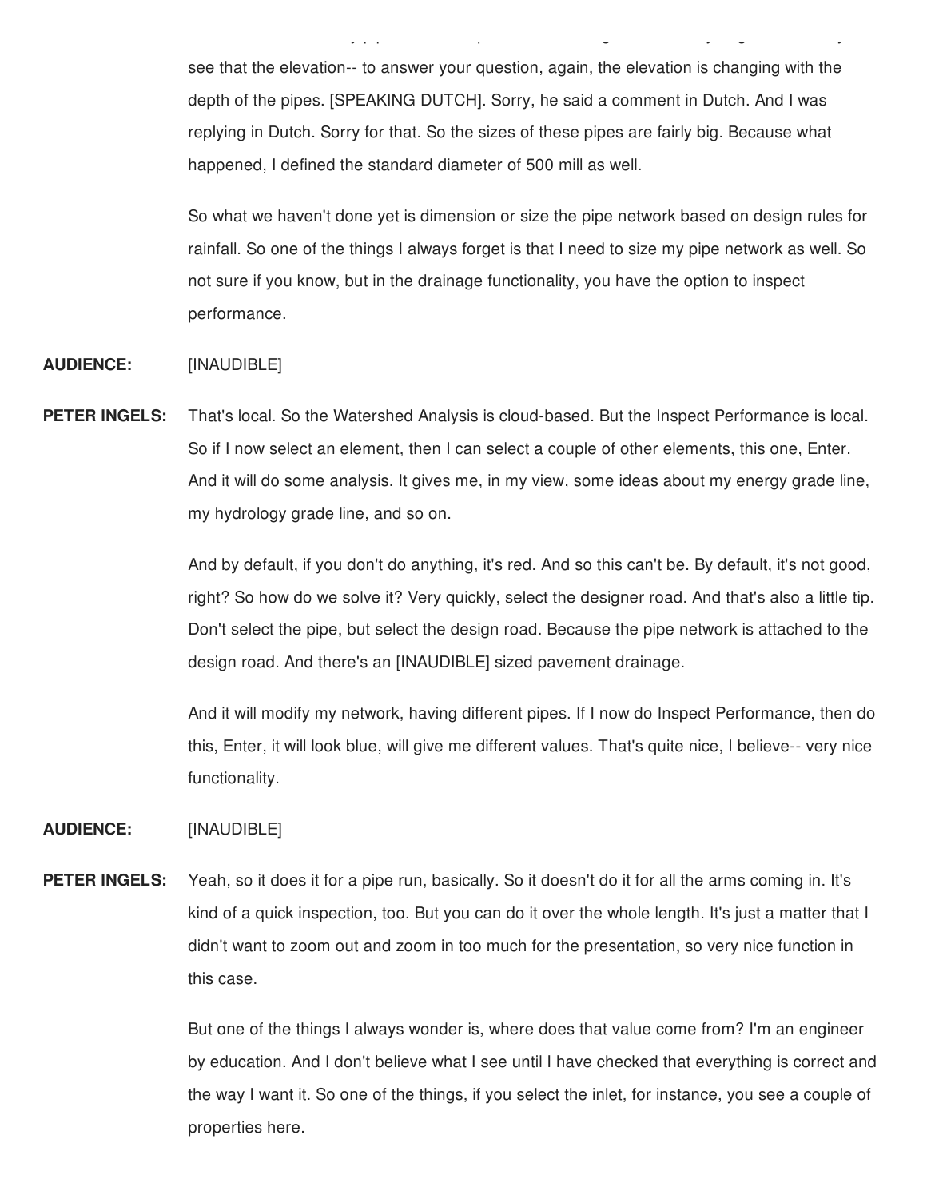see that the elevation-- to answer your question, again, the elevation is changing with the depth of the pipes. [SPEAKING DUTCH]. Sorry, he said a comment in Dutch. And I was replying in Dutch. Sorry for that. So the sizes of these pipes are fairly big. Because what happened, I defined the standard diameter of 500 mill as well.

So what we haven't done yet is dimension or size the pipe network based on design rules for rainfall. So one of the things I always forget is that I need to size my pipe network as well. So not sure if you know, but in the drainage functionality, you have the option to inspect performance.

**AUDIENCE:** [INAUDIBLE]

**PETER INGELS:** That's local. So the Watershed Analysis is cloud-based. But the Inspect Performance is local. So if I now select an element, then I can select a couple of other elements, this one, Enter. And it will do some analysis. It gives me, in my view, some ideas about my energy grade line, my hydrology grade line, and so on.

And by default, if you don't do anything, it's red. And so this can't be. By default, it's not good, right? So how do we solve it? Very quickly, select the designer road. And that's also a little tip. Don't select the pipe, but select the design road. Because the pipe network is attached to the design road. And there's an [INAUDIBLE] sized pavement drainage.

And it will modify my network, having different pipes. If I now do Inspect Performance, then do this, Enter, it will look blue, will give me different values. That's quite nice, I believe-- very nice functionality.

**AUDIENCE:** [INAUDIBLE]

**PETER INGELS:** Yeah, so it does it for a pipe run, basically. So it doesn't do it for all the arms coming in. It's kind of a quick inspection, too. But you can do it over the whole length. It's just a matter that I didn't want to zoom out and zoom in too much for the presentation, so very nice function in this case.

But one of the things I always wonder is, where does that value come from? I'm an engineer by education. And I don't believe what I see until I have checked that everything is correct and the way I want it. So one of the things, if you select the inlet, for instance, you see a couple of properties here.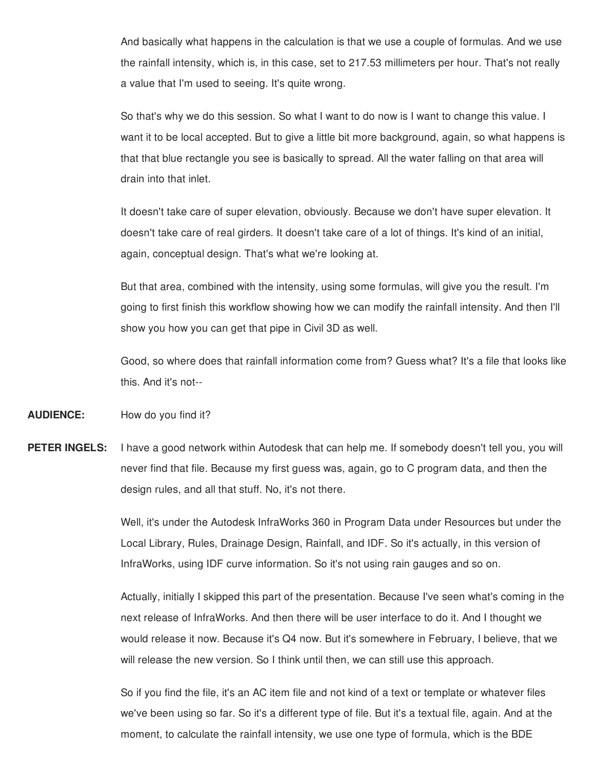And basically what happens in the calculation is that we use a couple of formulas. And we use the rainfall intensity, which is, in this case, set to 217.53 millimeters per hour. That's not really a value that I'm used to seeing. It's quite wrong.

So that's why we do this session. So what I want to do now is I want to change this value. I want it to be local accepted. But to give a little bit more background, again, so what happens is that that blue rectangle you see is basically to spread. All the water falling on that area will drain into that inlet.

It doesn't take care of super elevation, obviously. Because we don't have super elevation. It doesn't take care of real girders. It doesn't take care of a lot of things. It's kind of an initial, again, conceptual design. That's what we're looking at.

But that area, combined with the intensity, using some formulas, will give you the result. I'm going to first finish this workflow showing how we can modify the rainfall intensity. And then I'll show you how you can get that pipe in Civil 3D as well.

Good, so where does that rainfall information come from? Guess what? It's a file that looks like this. And it's not--

**AUDIENCE:** How do you find it?

**PETER INGELS:** I have a good network within Autodesk that can help me. If somebody doesn't tell you, you will never find that file. Because my first guess was, again, go to C program data, and then the design rules, and all that stuff. No, it's not there.

Well, it's under the Autodesk InfraWorks 360 in Program Data under Resources but under the Local Library, Rules, Drainage Design, Rainfall, and IDF. So it's actually, in this version of InfraWorks, using IDF curve information. So it's not using rain gauges and so on.

Actually, initially I skipped this part of the presentation. Because I've seen what's coming in the next release of InfraWorks. And then there will be user interface to do it. And I thought we would release it now. Because it's Q4 now. But it's somewhere in February, I believe, that we will release the new version. So I think until then, we can still use this approach.

So if you find the file, it's an AC item file and not kind of a text or template or whatever files we've been using so far. So it's a different type of file. But it's a textual file, again. And at the moment, to calculate the rainfall intensity, we use one type of formula, which is the BDE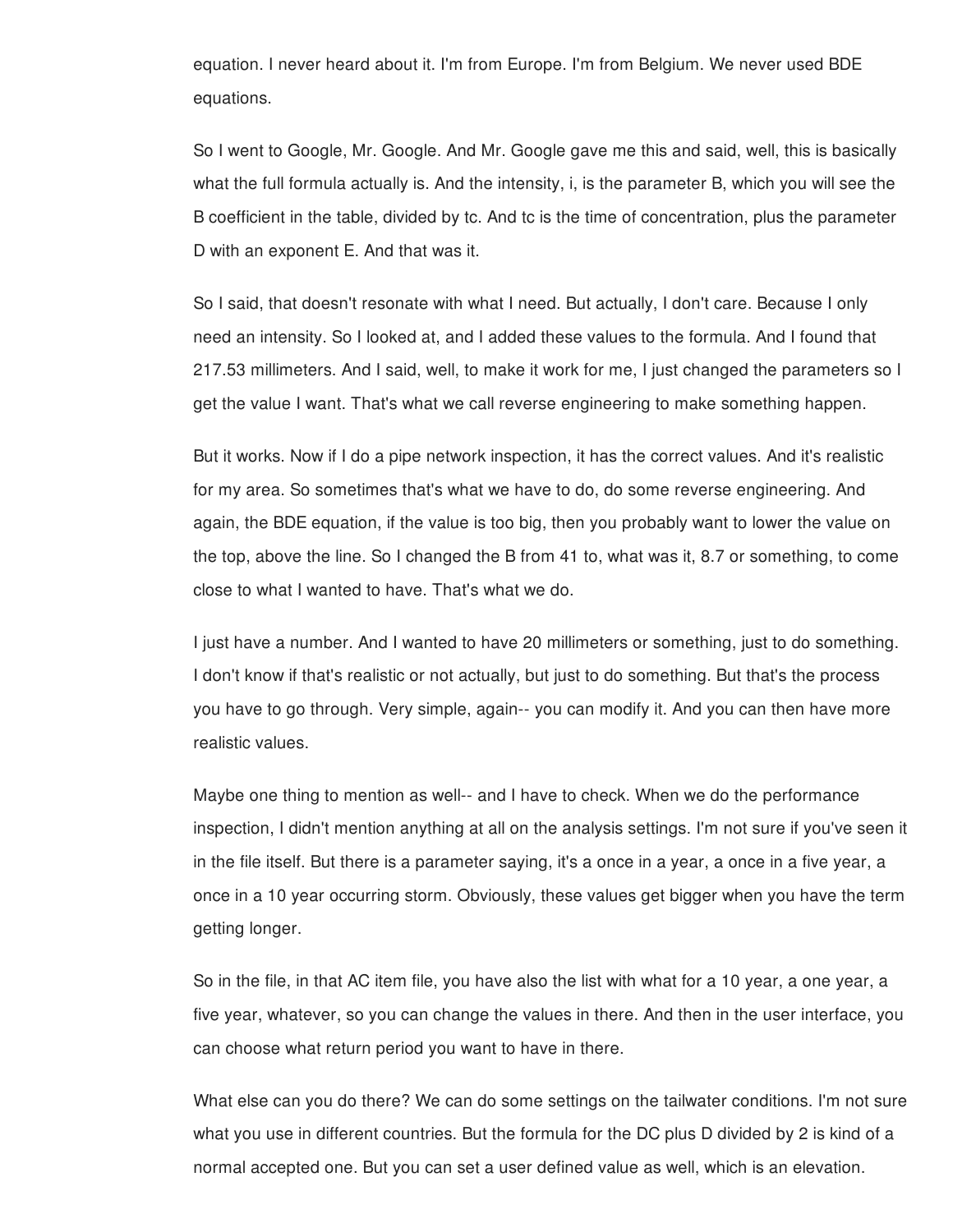equation. I never heard about it. I'm from Europe. I'm from Belgium. We never used BDE equations.

So I went to Google, Mr. Google. And Mr. Google gave me this and said, well, this is basically what the full formula actually is. And the intensity, i, is the parameter B, which you will see the B coefficient in the table, divided by tc. And tc is the time of concentration, plus the parameter D with an exponent E. And that was it.

So I said, that doesn't resonate with what I need. But actually, I don't care. Because I only need an intensity. So I looked at, and I added these values to the formula. And I found that 217.53 millimeters. And I said, well, to make it work for me, I just changed the parameters so I get the value I want. That's what we call reverse engineering to make something happen.

But it works. Now if I do a pipe network inspection, it has the correct values. And it's realistic for my area. So sometimes that's what we have to do, do some reverse engineering. And again, the BDE equation, if the value is too big, then you probably want to lower the value on the top, above the line. So I changed the B from 41 to, what was it, 8.7 or something, to come close to what I wanted to have. That's what we do.

I just have a number. And I wanted to have 20 millimeters or something, just to do something. I don't know if that's realistic or not actually, but just to do something. But that's the process you have to go through. Very simple, again-- you can modify it. And you can then have more realistic values.

Maybe one thing to mention as well-- and I have to check. When we do the performance inspection, I didn't mention anything at all on the analysis settings. I'm not sure if you've seen it in the file itself. But there is a parameter saying, it's a once in a year, a once in a five year, a once in a 10 year occurring storm. Obviously, these values get bigger when you have the term getting longer.

So in the file, in that AC item file, you have also the list with what for a 10 year, a one year, a five year, whatever, so you can change the values in there. And then in the user interface, you can choose what return period you want to have in there.

What else can you do there? We can do some settings on the tailwater conditions. I'm not sure what you use in different countries. But the formula for the DC plus D divided by 2 is kind of a normal accepted one. But you can set a user defined value as well, which is an elevation.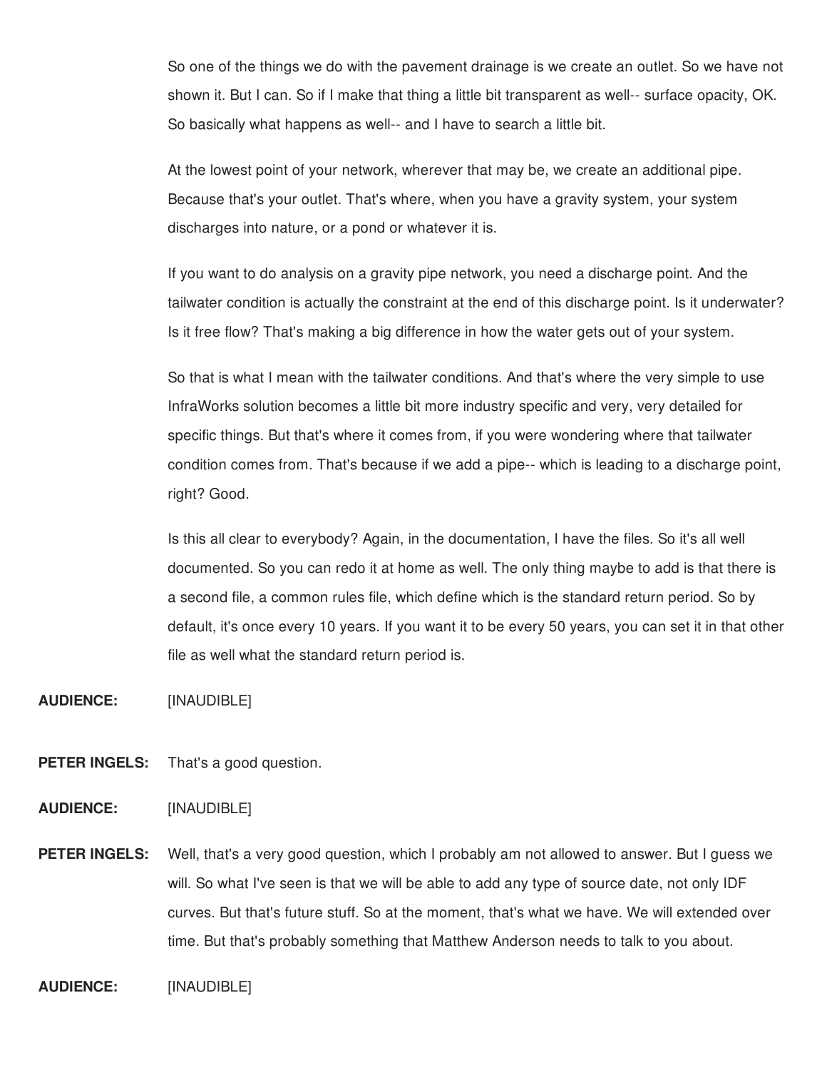So one of the things we do with the pavement drainage is we create an outlet. So we have not shown it. But I can. So if I make that thing a little bit transparent as well-- surface opacity, OK. So basically what happens as well-- and I have to search a little bit.

At the lowest point of your network, wherever that may be, we create an additional pipe. Because that's your outlet. That's where, when you have a gravity system, your system discharges into nature, or a pond or whatever it is.

If you want to do analysis on a gravity pipe network, you need a discharge point. And the tailwater condition is actually the constraint at the end of this discharge point. Is it underwater? Is it free flow? That's making a big difference in how the water gets out of your system.

So that is what I mean with the tailwater conditions. And that's where the very simple to use InfraWorks solution becomes a little bit more industry specific and very, very detailed for specific things. But that's where it comes from, if you were wondering where that tailwater condition comes from. That's because if we add a pipe-- which is leading to a discharge point, right? Good.

Is this all clear to everybody? Again, in the documentation, I have the files. So it's all well documented. So you can redo it at home as well. The only thing maybe to add is that there is a second file, a common rules file, which define which is the standard return period. So by default, it's once every 10 years. If you want it to be every 50 years, you can set it in that other file as well what the standard return period is.

**AUDIENCE:** [INAUDIBLE]

**PETER INGELS:** That's a good question.

**AUDIENCE:** [INAUDIBLE]

**PETER INGELS:** Well, that's a very good question, which I probably am not allowed to answer. But I guess we will. So what I've seen is that we will be able to add any type of source date, not only IDF curves. But that's future stuff. So at the moment, that's what we have. We will extended over time. But that's probably something that Matthew Anderson needs to talk to you about.

**AUDIENCE:** [INAUDIBLE]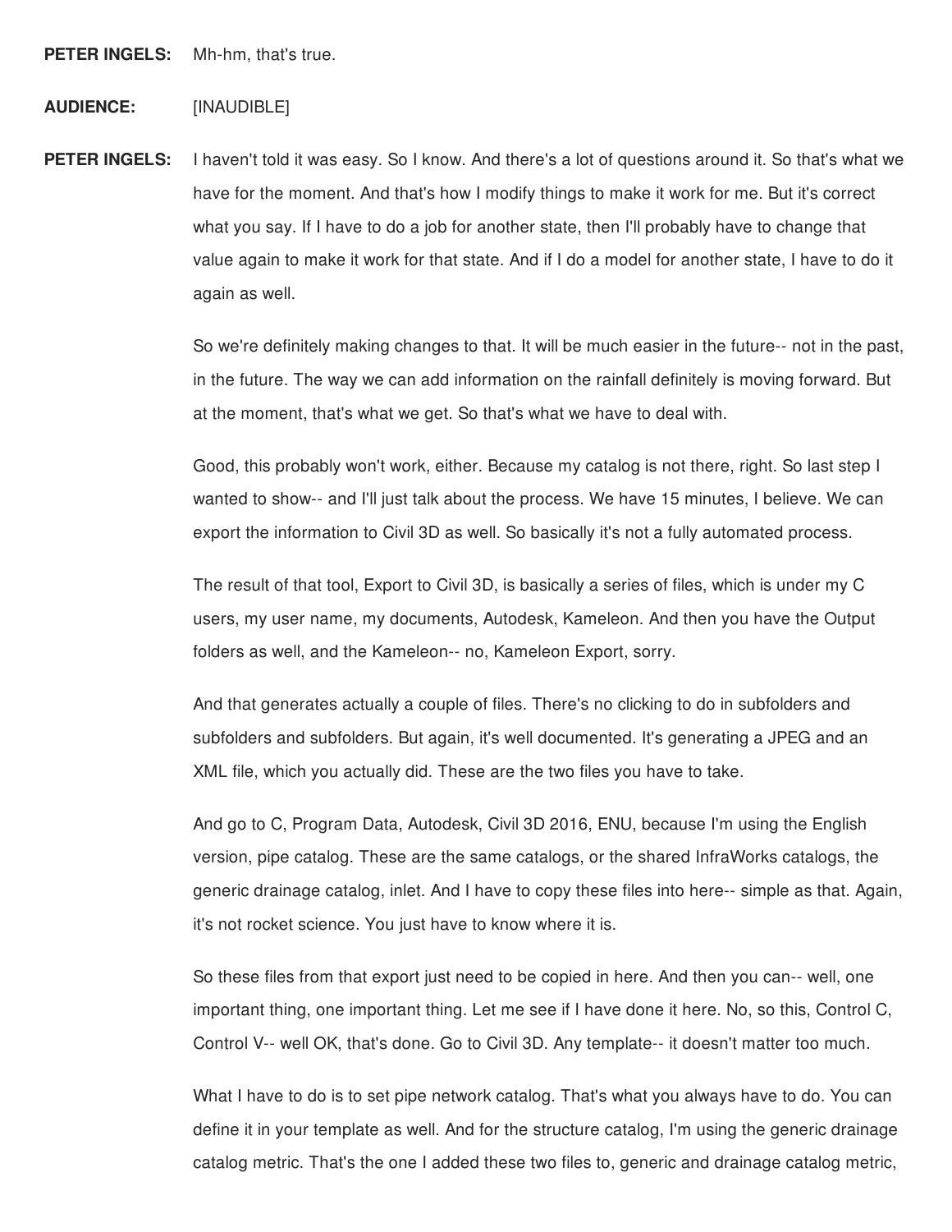**PETER INGELS:** Mh-hm, that's true.

**AUDIENCE:** [INAUDIBLE]

**PETER INGELS:** I haven't told it was easy. So I know. And there's a lot of questions around it. So that's what we have for the moment. And that's how I modify things to make it work for me. But it's correct what you say. If I have to do a job for another state, then I'll probably have to change that value again to make it work for that state. And if I do a model for another state, I have to do it again as well.

So we're definitely making changes to that. It will be much easier in the future-- not in the past, in the future. The way we can add information on the rainfall definitely is moving forward. But at the moment, that's what we get. So that's what we have to deal with.

Good, this probably won't work, either. Because my catalog is not there, right. So last step I wanted to show-- and I'll just talk about the process. We have 15 minutes, I believe. We can export the information to Civil 3D as well. So basically it's not a fully automated process.

The result of that tool, Export to Civil 3D, is basically a series of files, which is under my C users, my user name, my documents, Autodesk, Kameleon. And then you have the Output folders as well, and the Kameleon-- no, Kameleon Export, sorry.

And that generates actually a couple of files. There's no clicking to do in subfolders and subfolders and subfolders. But again, it's well documented. It's generating a JPEG and an XML file, which you actually did. These are the two files you have to take.

And go to C, Program Data, Autodesk, Civil 3D 2016, ENU, because I'm using the English version, pipe catalog. These are the same catalogs, or the shared InfraWorks catalogs, the generic drainage catalog, inlet. And I have to copy these files into here-- simple as that. Again, it's not rocket science. You just have to know where it is.

So these files from that export just need to be copied in here. And then you can-- well, one important thing, one important thing. Let me see if I have done it here. No, so this, Control C, Control V-- well OK, that's done. Go to Civil 3D. Any template-- it doesn't matter too much.

What I have to do is to set pipe network catalog. That's what you always have to do. You can define it in your template as well. And for the structure catalog, I'm using the generic drainage catalog metric. That's the one I added these two files to, generic and drainage catalog metric,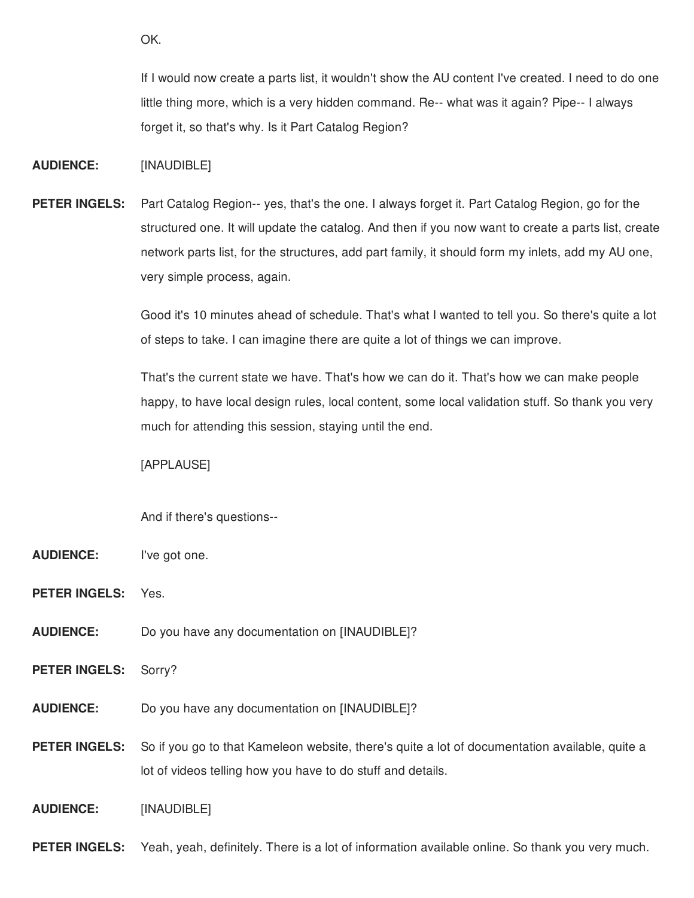OK.

If I would now create a parts list, it wouldn't show the AU content I've created. I need to do one little thing more, which is a very hidden command. Re-- what was it again? Pipe-- I always forget it, so that's why. Is it Part Catalog Region?

**AUDIENCE:** [INAUDIBLE]

**PETER INGELS:** Part Catalog Region-- yes, that's the one. I always forget it. Part Catalog Region, go for the structured one. It will update the catalog. And then if you now want to create a parts list, create network parts list, for the structures, add part family, it should form my inlets, add my AU one, very simple process, again.

Good it's 10 minutes ahead of schedule. That's what I wanted to tell you. So there's quite a lot of steps to take. I can imagine there are quite a lot of things we can improve.

That's the current state we have. That's how we can do it. That's how we can make people happy, to have local design rules, local content, some local validation stuff. So thank you very much for attending this session, staying until the end.

[APPLAUSE]

And if there's questions--

**AUDIENCE:** I've got one.

**PETER INGELS:** Yes.

**AUDIENCE:** Do you have any documentation on [INAUDIBLE]?

**PETER INGELS:** Sorry?

**AUDIENCE:** Do you have any documentation on [INAUDIBLE]?

**PETER INGELS:** So if you go to that Kameleon website, there's quite a lot of documentation available, quite a lot of videos telling how you have to do stuff and details.

**AUDIENCE:** [INAUDIBLE]

**PETER INGELS:** Yeah, yeah, definitely. There is a lot of information available online. So thank you very much.